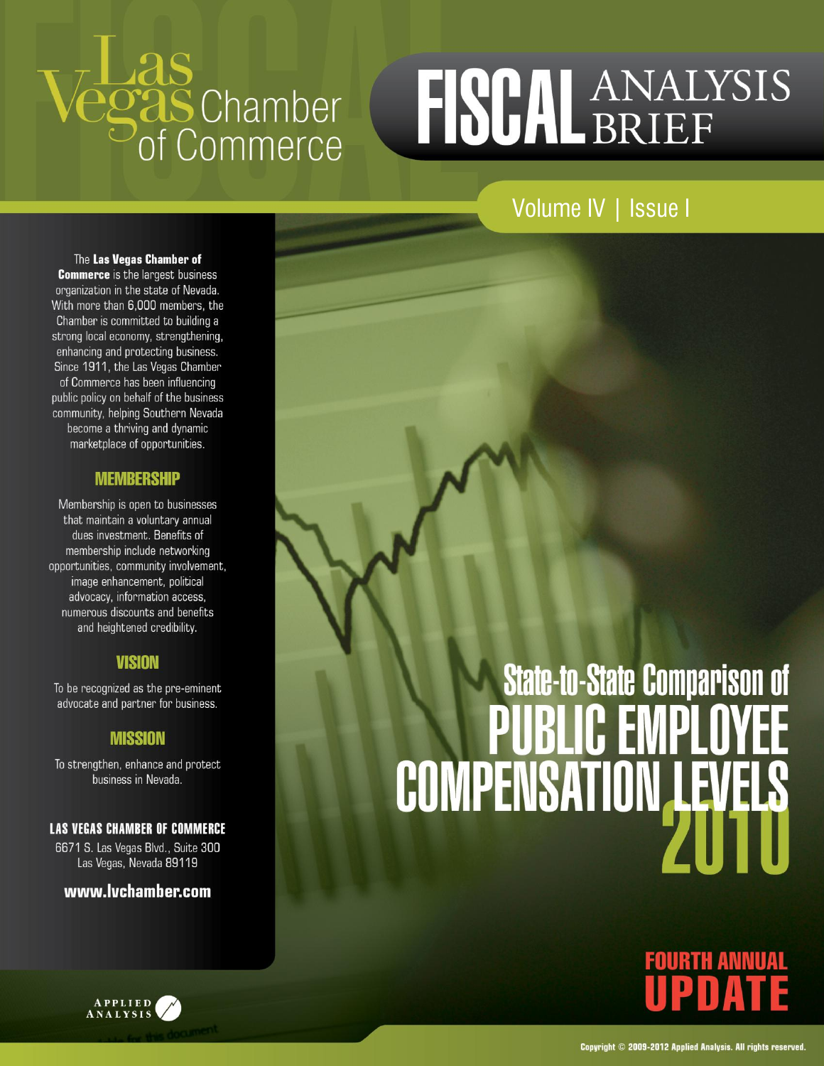# Las Vegas Chamber of Commerce

# FISCAL ANALYSIS BRIEF

Volume IV | Issue I

# State-to-State Comparison of PUBLIC EMPLOYEE COMPENSATION LEVELS 2010

## FOURTH ANNUAL UPDATE

The **Las Vegas Chamber of Commerce** is the largest business organization in the state of Nevada. With more than 6,000 members, the Chamber is committed to building a strong local economy, strengthening, enhancing and protecting business. Since 1911, the Las Vegas Chamber of Commerce has been influencing public policy on behalf of the business community, helping Southern Nevada become a thriving and dynamic marketplace of opportunities.

### MEMBERSHIP

Membership is open to businesses that maintain a voluntary annual dues investment. Benefits of membership include networking opportunities, community involvement, image enhancement, political advocacy, information access, numerous discounts and benefits and heightened credibility.

### VISION

To be recognized as the pre-eminent advocate and partner for business.

### MISSION

To strengthen, enhance and protect business in Nevada.

**LAS VEGAS CHAMBER OF COMMERCE**
6671 S. Las Vegas Blvd., Suite 300
Las Vegas, Nevada 89119

**www.lvchamber.com**

APPLIED ANALYSIS

Copyright © 2009-2012 Applied Analysis. All rights reserved.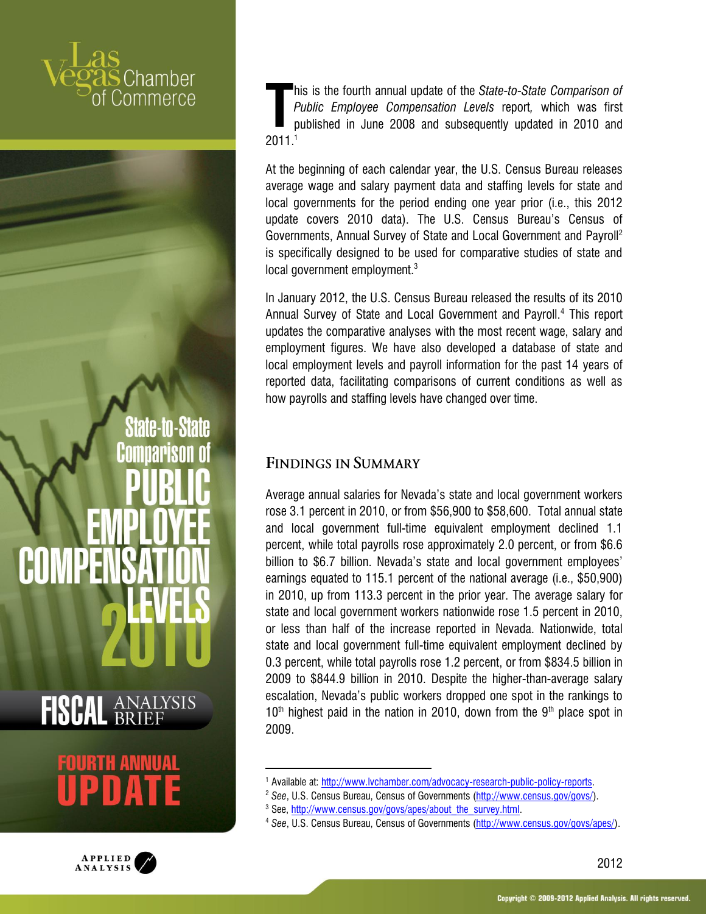Las Vegas Chamber of Commerce

# State-to-State Comparison of PUBLIC EMPLOYEE COMPENSATION LEVELS 2010

FISCAL ANALYSIS BRIEF

FOURTH ANNUAL UPDATE

This is the fourth annual update of the *State-to-State Comparison of Public Employee Compensation Levels* report, which was first published in June 2008 and subsequently updated in 2010 and 2011.[1]

At the beginning of each calendar year, the U.S. Census Bureau releases average wage and salary payment data and staffing levels for state and local governments for the period ending one year prior (i.e., this 2012 update covers 2010 data). The U.S. Census Bureau's Census of Governments, Annual Survey of State and Local Government and Payroll[2] is specifically designed to be used for comparative studies of state and local government employment.[3]

In January 2012, the U.S. Census Bureau released the results of its 2010 Annual Survey of State and Local Government and Payroll.[4] This report updates the comparative analyses with the most recent wage, salary and employment figures. We have also developed a database of state and local employment levels and payroll information for the past 14 years of reported data, facilitating comparisons of current conditions as well as how payrolls and staffing levels have changed over time.

## Findings in Summary

Average annual salaries for Nevada's state and local government workers rose 3.1 percent in 2010, or from $56,900 to $58,600. Total annual state and local government full-time equivalent employment declined 1.1 percent, while total payrolls rose approximately 2.0 percent, or from $6.6 billion to $6.7 billion. Nevada's state and local government employees' earnings equated to 115.1 percent of the national average (i.e., $50,900) in 2010, up from 113.3 percent in the prior year. The average salary for state and local government workers nationwide rose 1.5 percent in 2010, or less than half of the increase reported in Nevada. Nationwide, total state and local government full-time equivalent employment declined by 0.3 percent, while total payrolls rose 1.2 percent, or from $834.5 billion in 2009 to $844.9 billion in 2010. Despite the higher-than-average salary escalation, Nevada's public workers dropped one spot in the rankings to 10th highest paid in the nation in 2010, down from the 9th place spot in 2009.

[1] Available at: http://www.lvchamber.com/advocacy-research-public-policy-reports.

[2] *See*, U.S. Census Bureau, Census of Governments (http://www.census.gov/govs/).

[3] See, http://www.census.gov/govs/apes/about_the_survey.html.

[4] *See*, U.S. Census Bureau, Census of Governments (http://www.census.gov/govs/apes/).

APPLIED ANALYSIS

2012

Copyright © 2009-2012 Applied Analysis. All rights reserved.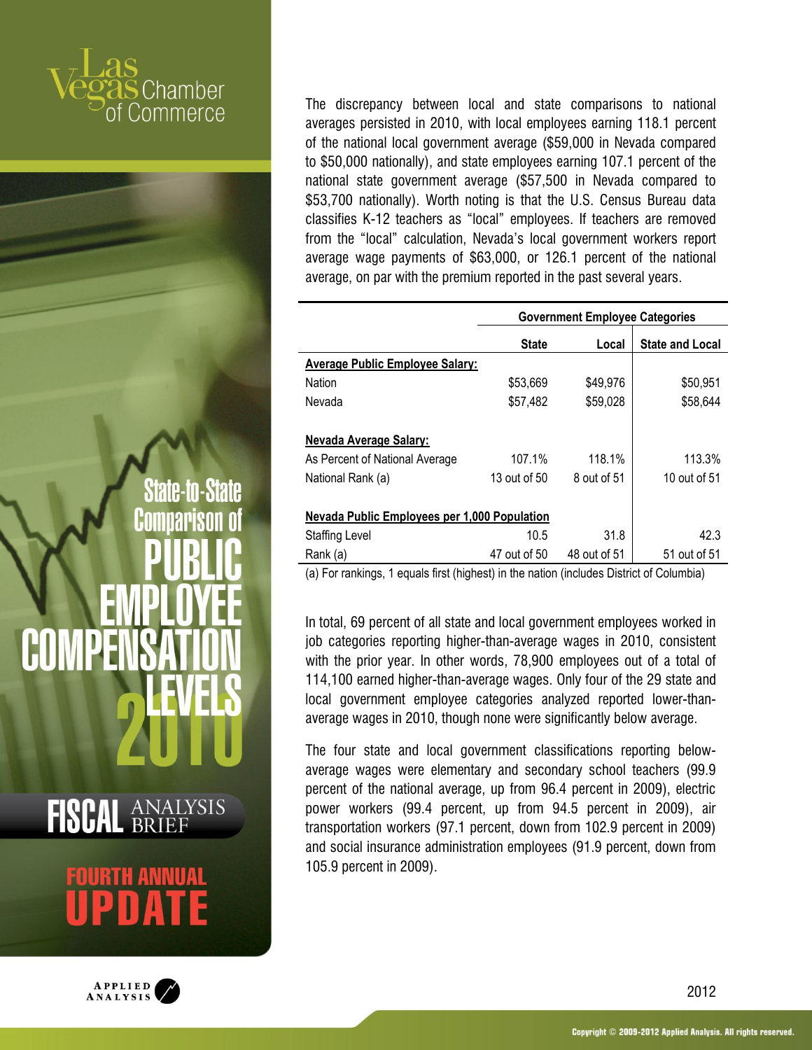The discrepancy between local and state comparisons to national averages persisted in 2010, with local employees earning 118.1 percent of the national local government average ($59,000 in Nevada compared to $50,000 nationally), and state employees earning 107.1 percent of the national state government average ($57,500 in Nevada compared to $53,700 nationally). Worth noting is that the U.S. Census Bureau data classifies K-12 teachers as "local" employees. If teachers are removed from the "local" calculation, Nevada's local government workers report average wage payments of $63,000, or 126.1 percent of the national average, on par with the premium reported in the past several years.

| | Government Employee Categories | | |
|---|---|---|---|
| | **State** | **Local** | **State and Local** |
| **Average Public Employee Salary:** | | | |
| Nation | $53,669 | $49,976 | $50,951 |
| Nevada | $57,482 | $59,028 | $58,644 |
| **Nevada Average Salary:** | | | |
| As Percent of National Average | 107.1% | 118.1% | 113.3% |
| National Rank (a) | 13 out of 50 | 8 out of 51 | 10 out of 51 |
| **Nevada Public Employees per 1,000 Population** | | | |
| Staffing Level | 10.5 | 31.8 | 42.3 |
| Rank (a) | 47 out of 50 | 48 out of 51 | 51 out of 51 |

(a) For rankings, 1 equals first (highest) in the nation (includes District of Columbia)

In total, 69 percent of all state and local government employees worked in job categories reporting higher-than-average wages in 2010, consistent with the prior year. In other words, 78,900 employees out of a total of 114,100 earned higher-than-average wages. Only four of the 29 state and local government employee categories analyzed reported lower-than-average wages in 2010, though none were significantly below average.

The four state and local government classifications reporting below-average wages were elementary and secondary school teachers (99.9 percent of the national average, up from 96.4 percent in 2009), electric power workers (99.4 percent, up from 94.5 percent in 2009), air transportation workers (97.1 percent, down from 102.9 percent in 2009) and social insurance administration employees (91.9 percent, down from 105.9 percent in 2009).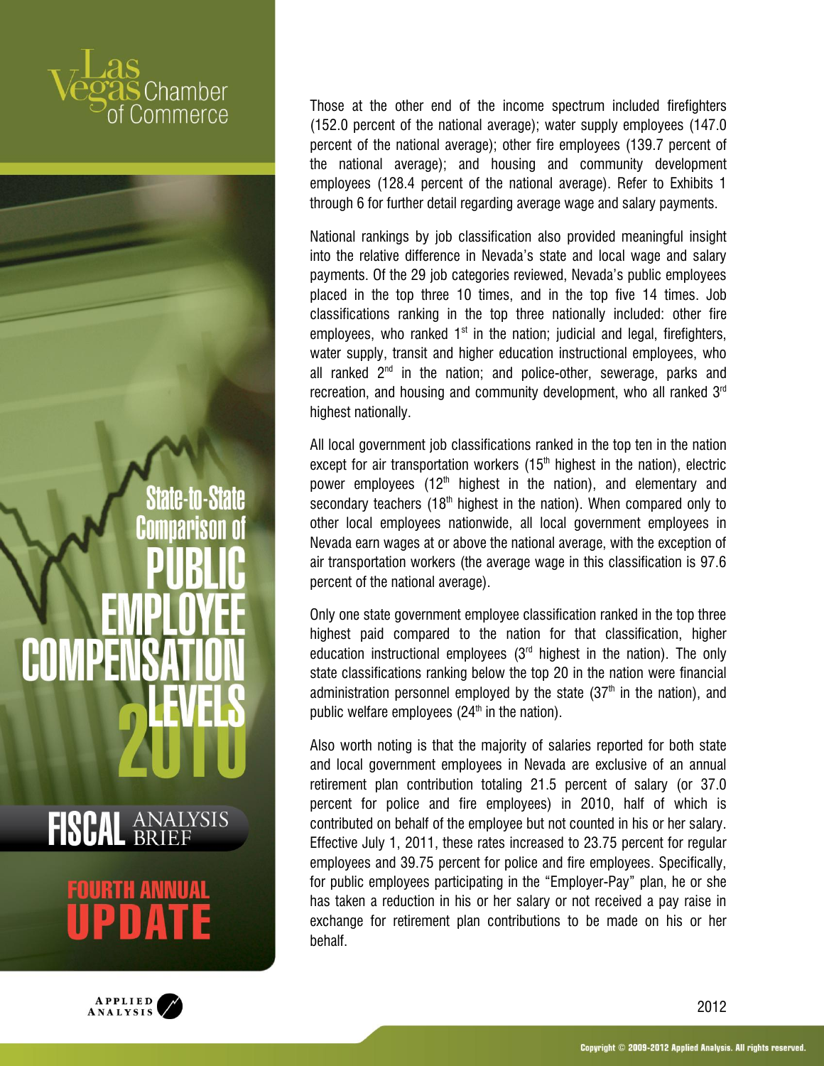Those at the other end of the income spectrum included firefighters (152.0 percent of the national average); water supply employees (147.0 percent of the national average); other fire employees (139.7 percent of the national average); and housing and community development employees (128.4 percent of the national average). Refer to Exhibits 1 through 6 for further detail regarding average wage and salary payments.

National rankings by job classification also provided meaningful insight into the relative difference in Nevada's state and local wage and salary payments. Of the 29 job categories reviewed, Nevada's public employees placed in the top three 10 times, and in the top five 14 times. Job classifications ranking in the top three nationally included: other fire employees, who ranked 1st in the nation; judicial and legal, firefighters, water supply, transit and higher education instructional employees, who all ranked 2nd in the nation; and police-other, sewerage, parks and recreation, and housing and community development, who all ranked 3rd highest nationally.

All local government job classifications ranked in the top ten in the nation except for air transportation workers (15th highest in the nation), electric power employees (12th highest in the nation), and elementary and secondary teachers (18th highest in the nation). When compared only to other local employees nationwide, all local government employees in Nevada earn wages at or above the national average, with the exception of air transportation workers (the average wage in this classification is 97.6 percent of the national average).

Only one state government employee classification ranked in the top three highest paid compared to the nation for that classification, higher education instructional employees (3rd highest in the nation). The only state classifications ranking below the top 20 in the nation were financial administration personnel employed by the state (37th in the nation), and public welfare employees (24th in the nation).

Also worth noting is that the majority of salaries reported for both state and local government employees in Nevada are exclusive of an annual retirement plan contribution totaling 21.5 percent of salary (or 37.0 percent for police and fire employees) in 2010, half of which is contributed on behalf of the employee but not counted in his or her salary. Effective July 1, 2011, these rates increased to 23.75 percent for regular employees and 39.75 percent for police and fire employees. Specifically, for public employees participating in the "Employer-Pay" plan, he or she has taken a reduction in his or her salary or not received a pay raise in exchange for retirement plan contributions to be made on his or her behalf.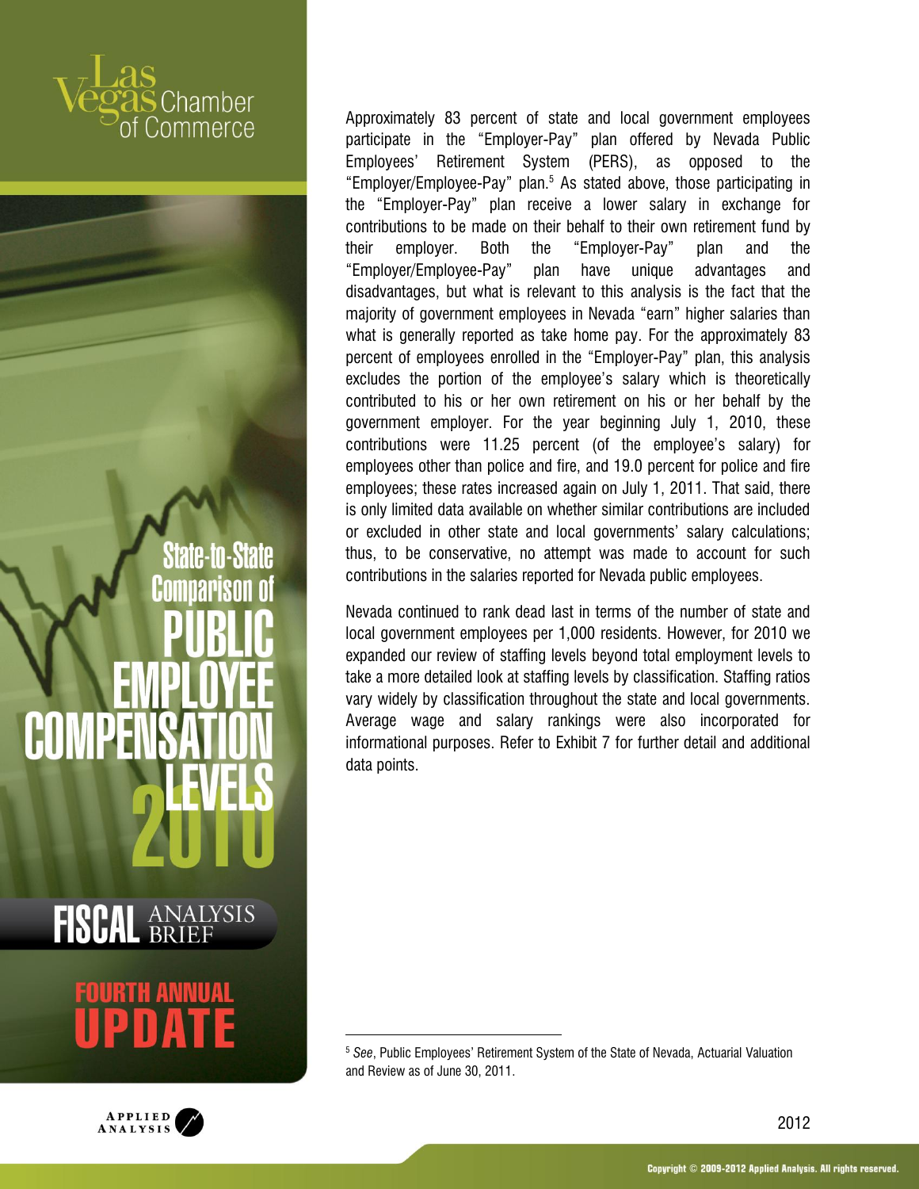Approximately 83 percent of state and local government employees participate in the "Employer-Pay" plan offered by Nevada Public Employees' Retirement System (PERS), as opposed to the "Employer/Employee-Pay" plan.[5] As stated above, those participating in the "Employer-Pay" plan receive a lower salary in exchange for contributions to be made on their behalf to their own retirement fund by their employer. Both the "Employer-Pay" plan and the "Employer/Employee-Pay" plan have unique advantages and disadvantages, but what is relevant to this analysis is the fact that the majority of government employees in Nevada "earn" higher salaries than what is generally reported as take home pay. For the approximately 83 percent of employees enrolled in the "Employer-Pay" plan, this analysis excludes the portion of the employee's salary which is theoretically contributed to his or her own retirement on his or her behalf by the government employer. For the year beginning July 1, 2010, these contributions were 11.25 percent (of the employee's salary) for employees other than police and fire, and 19.0 percent for police and fire employees; these rates increased again on July 1, 2011. That said, there is only limited data available on whether similar contributions are included or excluded in other state and local governments' salary calculations; thus, to be conservative, no attempt was made to account for such contributions in the salaries reported for Nevada public employees.

Nevada continued to rank dead last in terms of the number of state and local government employees per 1,000 residents. However, for 2010 we expanded our review of staffing levels beyond total employment levels to take a more detailed look at staffing levels by classification. Staffing ratios vary widely by classification throughout the state and local governments. Average wage and salary rankings were also incorporated for informational purposes. Refer to Exhibit 7 for further detail and additional data points.

[5] *See*, Public Employees' Retirement System of the State of Nevada, Actuarial Valuation and Review as of June 30, 2011.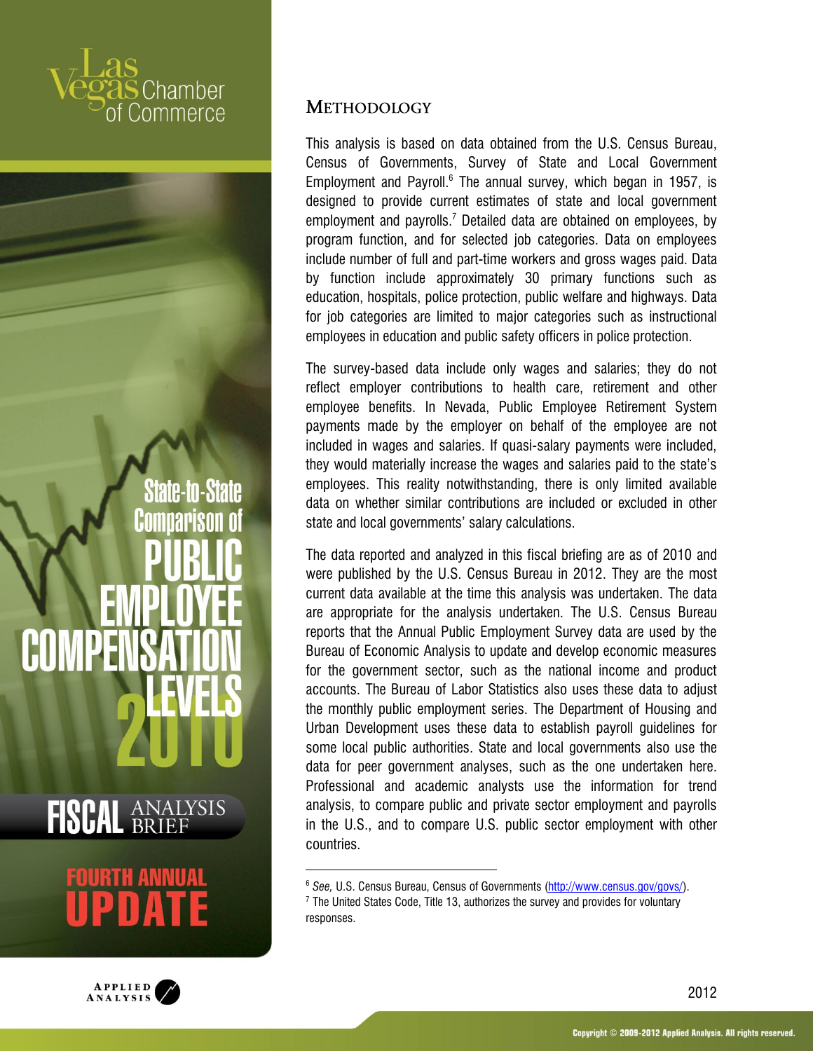## Methodology

This analysis is based on data obtained from the U.S. Census Bureau, Census of Governments, Survey of State and Local Government Employment and Payroll.[6] The annual survey, which began in 1957, is designed to provide current estimates of state and local government employment and payrolls.[7] Detailed data are obtained on employees, by program function, and for selected job categories. Data on employees include number of full and part-time workers and gross wages paid. Data by function include approximately 30 primary functions such as education, hospitals, police protection, public welfare and highways. Data for job categories are limited to major categories such as instructional employees in education and public safety officers in police protection.

The survey-based data include only wages and salaries; they do not reflect employer contributions to health care, retirement and other employee benefits. In Nevada, Public Employee Retirement System payments made by the employer on behalf of the employee are not included in wages and salaries. If quasi-salary payments were included, they would materially increase the wages and salaries paid to the state's employees. This reality notwithstanding, there is only limited available data on whether similar contributions are included or excluded in other state and local governments' salary calculations.

The data reported and analyzed in this fiscal briefing are as of 2010 and were published by the U.S. Census Bureau in 2012. They are the most current data available at the time this analysis was undertaken. The data are appropriate for the analysis undertaken. The U.S. Census Bureau reports that the Annual Public Employment Survey data are used by the Bureau of Economic Analysis to update and develop economic measures for the government sector, such as the national income and product accounts. The Bureau of Labor Statistics also uses these data to adjust the monthly public employment series. The Department of Housing and Urban Development uses these data to establish payroll guidelines for some local public authorities. State and local governments also use the data for peer government analyses, such as the one undertaken here. Professional and academic analysts use the information for trend analysis, to compare public and private sector employment and payrolls in the U.S., and to compare U.S. public sector employment with other countries.

---

[6] *See,* U.S. Census Bureau, Census of Governments (http://www.census.gov/govs/).

[7] The United States Code, Title 13, authorizes the survey and provides for voluntary responses.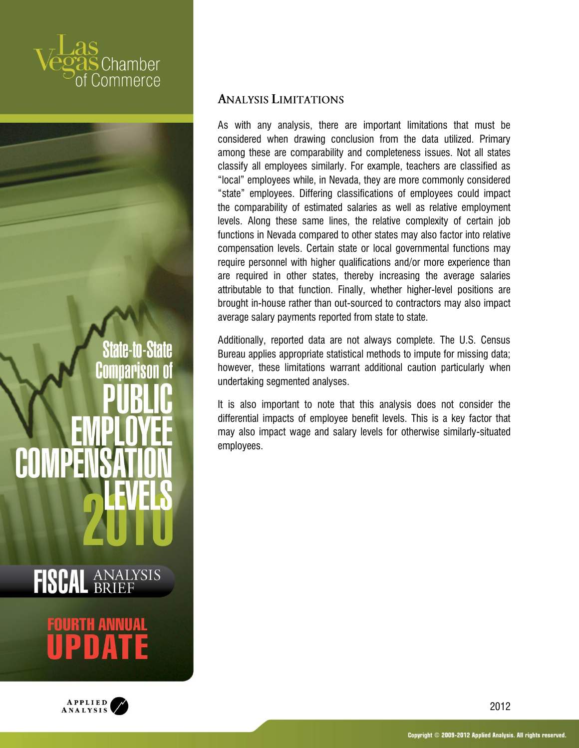## Analysis Limitations

As with any analysis, there are important limitations that must be considered when drawing conclusion from the data utilized. Primary among these are comparability and completeness issues. Not all states classify all employees similarly. For example, teachers are classified as "local" employees while, in Nevada, they are more commonly considered "state" employees. Differing classifications of employees could impact the comparability of estimated salaries as well as relative employment levels. Along these same lines, the relative complexity of certain job functions in Nevada compared to other states may also factor into relative compensation levels. Certain state or local governmental functions may require personnel with higher qualifications and/or more experience than are required in other states, thereby increasing the average salaries attributable to that function. Finally, whether higher-level positions are brought in-house rather than out-sourced to contractors may also impact average salary payments reported from state to state.

Additionally, reported data are not always complete. The U.S. Census Bureau applies appropriate statistical methods to impute for missing data; however, these limitations warrant additional caution particularly when undertaking segmented analyses.

It is also important to note that this analysis does not consider the differential impacts of employee benefit levels. This is a key factor that may also impact wage and salary levels for otherwise similarly-situated employees.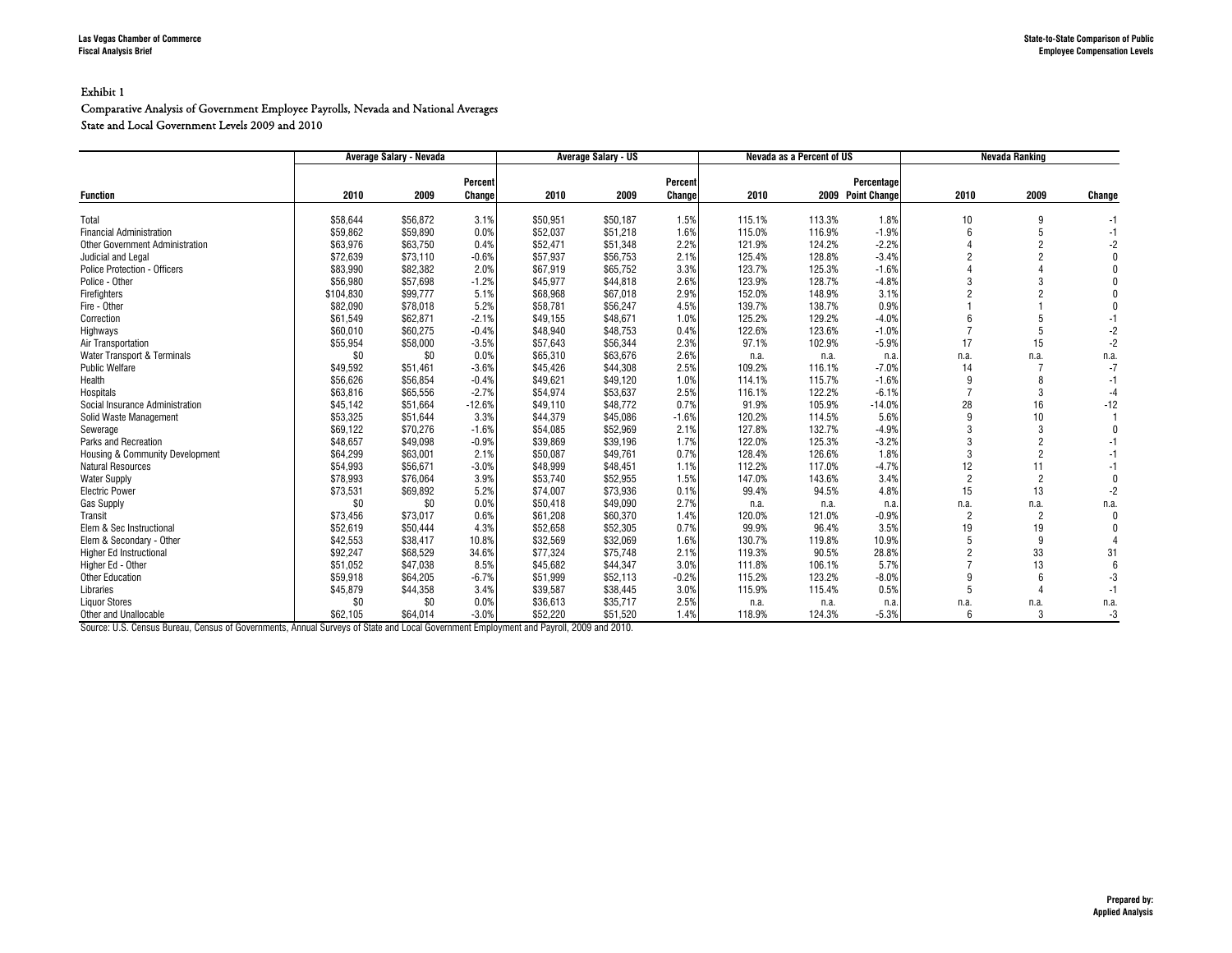### Exhibit 1

### Comparative Analysis of Government Employee Payrolls, Nevada and National Averages

### State and Local Government Levels 2009 and 2010

| | Average Salary - Nevada | | | Average Salary - US | | | Nevada as a Percent of US | | | Nevada Ranking | | |
|---|---|---|---|---|---|---|---|---|---|---|---|---|
| Function | 2010 | 2009 | Percent Change | 2010 | 2009 | Percent Change | 2010 | 2009 | Percentage Point Change | 2010 | 2009 | Change |
| Total | $58,644 | $56,872 | 3.1% | $50,951 | $50,187 | 1.5% | 115.1% | 113.3% | 1.8% | 10 | 9 | -1 |
| Financial Administration | $59,862 | $59,890 | 0.0% | $52,037 | $51,218 | 1.6% | 115.0% | 116.9% | -1.9% | 6 | 5 | -1 |
| Other Government Administration | $63,976 | $63,750 | 0.4% | $52,471 | $51,348 | 2.2% | 121.9% | 124.2% | -2.2% | 4 | 2 | -2 |
| Judicial and Legal | $72,639 | $73,110 | -0.6% | $57,937 | $56,753 | 2.1% | 125.4% | 128.8% | -3.4% | 2 | 2 | 0 |
| Police Protection - Officers | $83,990 | $82,382 | 2.0% | $67,919 | $65,752 | 3.3% | 123.7% | 125.3% | -1.6% | 4 | 4 | 0 |
| Police - Other | $56,980 | $57,698 | -1.2% | $45,977 | $44,818 | 2.6% | 123.9% | 128.7% | -4.8% | 3 | 3 | 0 |
| Firefighters | $104,830 | $99,777 | 5.1% | $68,968 | $67,018 | 2.9% | 152.0% | 148.9% | 3.1% | 2 | 2 | 0 |
| Fire - Other | $82,090 | $78,018 | 5.2% | $58,781 | $56,247 | 4.5% | 139.7% | 138.7% | 0.9% | 1 | 1 | 0 |
| Correction | $61,549 | $62,871 | -2.1% | $49,155 | $48,671 | 1.0% | 125.2% | 129.2% | -4.0% | 6 | 5 | -1 |
| Highways | $60,010 | $60,275 | -0.4% | $48,940 | $48,753 | 0.4% | 122.6% | 123.6% | -1.0% | 7 | 5 | -2 |
| Air Transportation | $55,954 | $58,000 | -3.5% | $57,643 | $56,344 | 2.3% | 97.1% | 102.9% | -5.9% | 17 | 15 | -2 |
| Water Transport & Terminals | $0 | $0 | 0.0% | $65,310 | $63,676 | 2.6% | n.a. | n.a. | n.a. | n.a. | n.a. | n.a. |
| Public Welfare | $49,592 | $51,461 | -3.6% | $45,426 | $44,308 | 2.5% | 109.2% | 116.1% | -7.0% | 14 | 7 | -7 |
| Health | $56,626 | $56,854 | -0.4% | $49,621 | $49,120 | 1.0% | 114.1% | 115.7% | -1.6% | 9 | 8 | -1 |
| Hospitals | $63,816 | $65,556 | -2.7% | $54,974 | $53,637 | 2.5% | 116.1% | 122.2% | -6.1% | 7 | 3 | -4 |
| Social Insurance Administration | $45,142 | $51,664 | -12.6% | $49,110 | $48,772 | 0.7% | 91.9% | 105.9% | -14.0% | 28 | 16 | -12 |
| Solid Waste Management | $53,325 | $51,644 | 3.3% | $44,379 | $45,086 | -1.6% | 120.2% | 114.5% | 5.6% | 9 | 10 | 1 |
| Sewerage | $69,122 | $70,276 | -1.6% | $54,085 | $52,969 | 2.1% | 127.8% | 132.7% | -4.9% | 3 | 3 | 0 |
| Parks and Recreation | $48,657 | $49,098 | -0.9% | $39,869 | $39,196 | 1.7% | 122.0% | 125.3% | -3.2% | 3 | 2 | -1 |
| Housing & Community Development | $64,299 | $63,001 | 2.1% | $50,087 | $49,761 | 0.7% | 128.4% | 126.6% | 1.8% | 3 | 2 | -1 |
| Natural Resources | $54,993 | $56,671 | -3.0% | $48,999 | $48,451 | 1.1% | 112.2% | 117.0% | -4.7% | 12 | 11 | -1 |
| Water Supply | $78,993 | $76,064 | 3.9% | $53,740 | $52,955 | 1.5% | 147.0% | 143.6% | 3.4% | 2 | 2 | 0 |
| Electric Power | $73,531 | $69,892 | 5.2% | $74,007 | $73,936 | 0.1% | 99.4% | 94.5% | 4.8% | 15 | 13 | -2 |
| Gas Supply | $0 | $0 | 0.0% | $50,418 | $49,090 | 2.7% | n.a. | n.a. | n.a. | n.a. | n.a. | n.a. |
| Transit | $73,456 | $73,017 | 0.6% | $61,208 | $60,370 | 1.4% | 120.0% | 121.0% | -0.9% | 2 | 2 | 0 |
| Elem & Sec Instructional | $52,619 | $50,444 | 4.3% | $52,658 | $52,305 | 0.7% | 99.9% | 96.4% | 3.5% | 19 | 19 | 0 |
| Elem & Secondary - Other | $42,553 | $38,417 | 10.8% | $32,569 | $32,069 | 1.6% | 130.7% | 119.8% | 10.9% | 5 | 9 | 4 |
| Higher Ed Instructional | $92,247 | $68,529 | 34.6% | $77,324 | $75,748 | 2.1% | 119.3% | 90.5% | 28.8% | 2 | 33 | 31 |
| Higher Ed - Other | $51,052 | $47,038 | 8.5% | $45,682 | $44,347 | 3.0% | 111.8% | 106.1% | 5.7% | 7 | 13 | 6 |
| Other Education | $59,918 | $64,205 | -6.7% | $51,999 | $52,113 | -0.2% | 115.2% | 123.2% | -8.0% | 9 | 6 | -3 |
| Libraries | $45,879 | $44,358 | 3.4% | $39,587 | $38,445 | 3.0% | 115.9% | 115.4% | 0.5% | 5 | 4 | -1 |
| Liquor Stores | $0 | $0 | 0.0% | $36,613 | $35,717 | 2.5% | n.a. | n.a. | n.a. | n.a. | n.a. | n.a. |
| Other and Unallocable | $62,105 | $64,014 | -3.0% | $52,220 | $51,520 | 1.4% | 118.9% | 124.3% | -5.3% | 6 | 3 | -3 |

Source: U.S. Census Bureau, Census of Governments, Annual Surveys of State and Local Government Employment and Payroll, 2009 and 2010.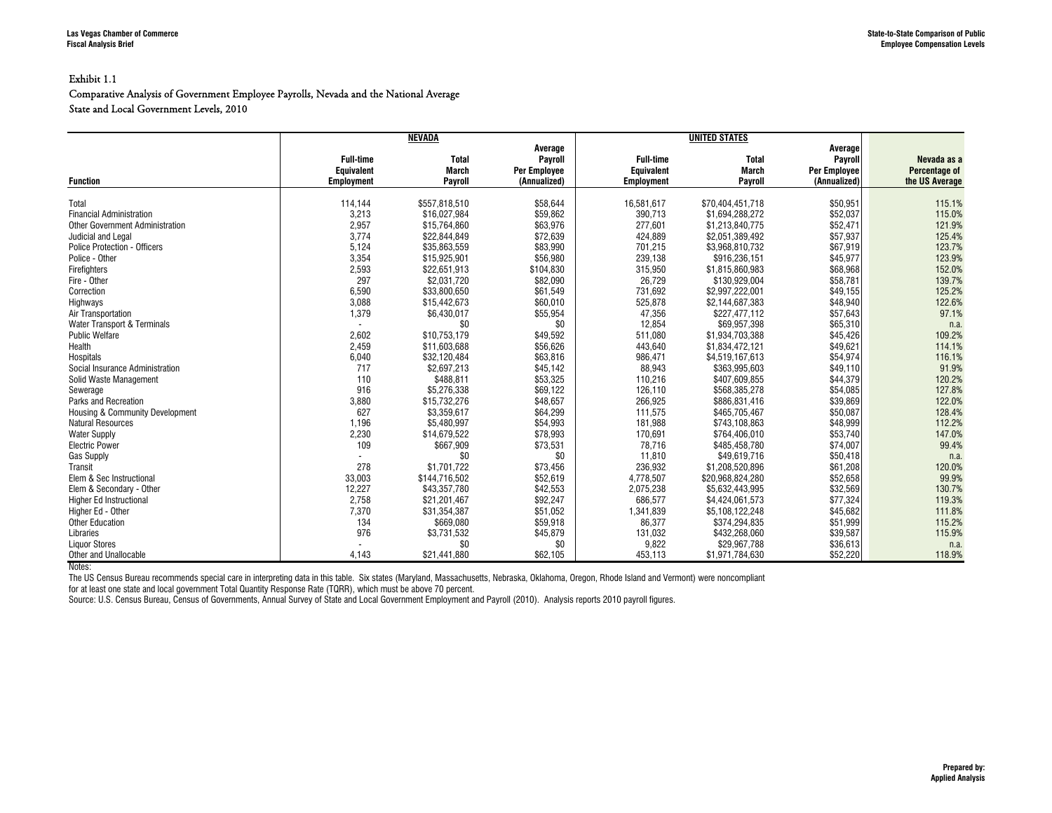Exhibit 1.1

Comparative Analysis of Government Employee Payrolls, Nevada and the National Average

State and Local Government Levels, 2010

| | NEVADA | | | UNITED STATES | | | |
|---|---|---|---|---|---|---|---|
| Function | Full-time Equivalent Employment | Total March Payroll | Average Payroll Per Employee (Annualized) | Full-time Equivalent Employment | Total March Payroll | Average Payroll Per Employee (Annualized) | Nevada as a Percentage of the US Average |
| Total | 114,144 | $557,818,510 | $58,644 | 16,581,617 | $70,404,451,718 | $50,951 | 115.1% |
| Financial Administration | 3,213 | $16,027,984 | $59,862 | 390,713 | $1,694,288,272 | $52,037 | 115.0% |
| Other Government Administration | 2,957 | $15,764,860 | $63,976 | 277,601 | $1,213,840,775 | $52,471 | 121.9% |
| Judicial and Legal | 3,774 | $22,844,849 | $72,639 | 424,889 | $2,051,389,492 | $57,937 | 125.4% |
| Police Protection - Officers | 5,124 | $35,863,559 | $83,990 | 701,215 | $3,968,810,732 | $67,919 | 123.7% |
| Police - Other | 3,354 | $15,925,901 | $56,980 | 239,138 | $916,236,151 | $45,977 | 123.9% |
| Firefighters | 2,593 | $22,651,913 | $104,830 | 315,950 | $1,815,860,983 | $68,968 | 152.0% |
| Fire - Other | 297 | $2,031,720 | $82,090 | 26,729 | $130,929,004 | $58,781 | 139.7% |
| Correction | 6,590 | $33,800,650 | $61,549 | 731,692 | $2,997,222,001 | $49,155 | 125.2% |
| Highways | 3,088 | $15,442,673 | $60,010 | 525,878 | $2,144,687,383 | $48,940 | 122.6% |
| Air Transportation | 1,379 | $6,430,017 | $55,954 | 47,356 | $227,477,112 | $57,643 | 97.1% |
| Water Transport & Terminals | - | $0 | $0 | 12,854 | $69,957,398 | $65,310 | n.a. |
| Public Welfare | 2,602 | $10,753,179 | $49,592 | 511,080 | $1,934,703,388 | $45,426 | 109.2% |
| Health | 2,459 | $11,603,688 | $56,626 | 443,640 | $1,834,472,121 | $49,621 | 114.1% |
| Hospitals | 6,040 | $32,120,484 | $63,816 | 986,471 | $4,519,167,613 | $54,974 | 116.1% |
| Social Insurance Administration | 717 | $2,697,213 | $45,142 | 88,943 | $363,995,603 | $49,110 | 91.9% |
| Solid Waste Management | 110 | $488,811 | $53,325 | 110,216 | $407,609,855 | $44,379 | 120.2% |
| Sewerage | 916 | $5,276,338 | $69,122 | 126,110 | $568,385,278 | $54,085 | 127.8% |
| Parks and Recreation | 3,880 | $15,732,276 | $48,657 | 266,925 | $886,831,416 | $39,869 | 122.0% |
| Housing & Community Development | 627 | $3,359,617 | $64,299 | 111,575 | $465,705,467 | $50,087 | 128.4% |
| Natural Resources | 1,196 | $5,480,997 | $54,993 | 181,988 | $743,108,863 | $48,999 | 112.2% |
| Water Supply | 2,230 | $14,679,522 | $78,993 | 170,691 | $764,406,010 | $53,740 | 147.0% |
| Electric Power | 109 | $667,909 | $73,531 | 78,716 | $485,458,780 | $74,007 | 99.4% |
| Gas Supply | - | $0 | $0 | 11,810 | $49,619,716 | $50,418 | n.a. |
| Transit | 278 | $1,701,722 | $73,456 | 236,932 | $1,208,520,896 | $61,208 | 120.0% |
| Elem & Sec Instructional | 33,003 | $144,716,502 | $52,619 | 4,778,507 | $20,968,824,280 | $52,658 | 99.9% |
| Elem & Secondary - Other | 12,227 | $43,357,780 | $42,553 | 2,075,238 | $5,632,443,995 | $32,569 | 130.7% |
| Higher Ed Instructional | 2,758 | $21,201,467 | $92,247 | 686,577 | $4,424,061,573 | $77,324 | 119.3% |
| Higher Ed - Other | 7,370 | $31,354,387 | $51,052 | 1,341,839 | $5,108,122,248 | $45,682 | 111.8% |
| Other Education | 134 | $669,080 | $59,918 | 86,377 | $374,294,835 | $51,999 | 115.2% |
| Libraries | 976 | $3,731,532 | $45,879 | 131,032 | $432,268,060 | $39,587 | 115.9% |
| Liquor Stores | - | $0 | $0 | 9,822 | $29,967,788 | $36,613 | n.a. |
| Other and Unallocable | 4,143 | $21,441,880 | $62,105 | 453,113 | $1,971,784,630 | $52,220 | 118.9% |

Notes:

The US Census Bureau recommends special care in interpreting data in this table. Six states (Maryland, Massachusetts, Nebraska, Oklahoma, Oregon, Rhode Island and Vermont) were noncompliant for at least one state and local government Total Quantity Response Rate (TQRR), which must be above 70 percent.

Source: U.S. Census Bureau, Census of Governments, Annual Survey of State and Local Government Employment and Payroll (2010). Analysis reports 2010 payroll figures.

Prepared by:
Applied Analysis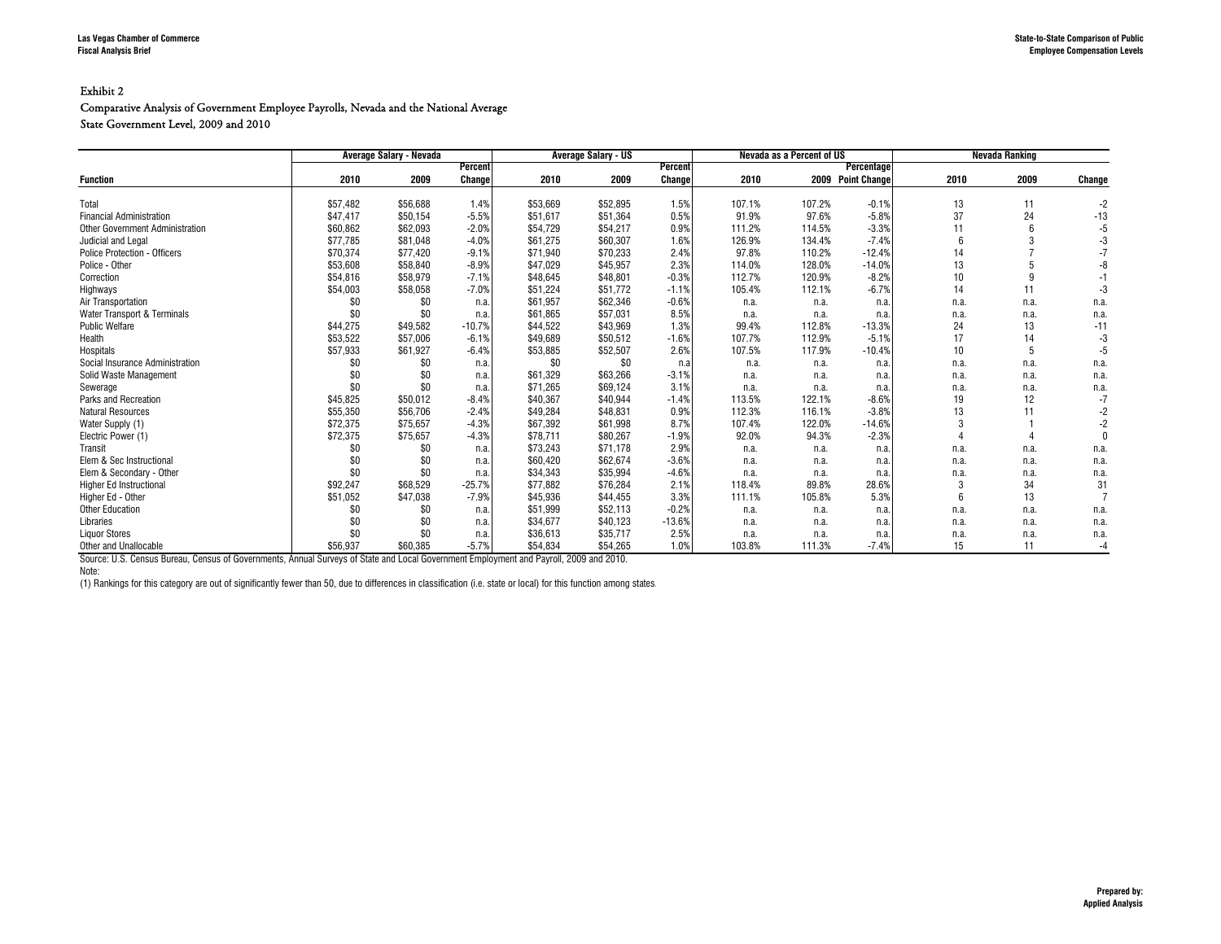Exhibit 2

Comparative Analysis of Government Employee Payrolls, Nevada and the National Average

State Government Level, 2009 and 2010

| | Average Salary - Nevada | | | Average Salary - US | | | Nevada as a Percent of US | | | Nevada Ranking | | |
|---|---|---|---|---|---|---|---|---|---|---|---|---|
| Function | 2010 | 2009 | Percent Change | 2010 | 2009 | Percent Change | 2010 | 2009 | Percentage Point Change | 2010 | 2009 | Change |
| Total | $57,482 | $56,688 | 1.4% | $53,669 | $52,895 | 1.5% | 107.1% | 107.2% | -0.1% | 13 | 11 | -2 |
| Financial Administration | $47,417 | $50,154 | -5.5% | $51,617 | $51,364 | 0.5% | 91.9% | 97.6% | -5.8% | 37 | 24 | -13 |
| Other Government Administration | $60,862 | $62,093 | -2.0% | $54,729 | $54,217 | 0.9% | 111.2% | 114.5% | -3.3% | 11 | 6 | -5 |
| Judicial and Legal | $77,785 | $81,048 | -4.0% | $61,275 | $60,307 | 1.6% | 126.9% | 134.4% | -7.4% | 6 | 3 | -3 |
| Police Protection - Officers | $70,374 | $77,420 | -9.1% | $71,940 | $70,233 | 2.4% | 97.8% | 110.2% | -12.4% | 14 | 7 | -7 |
| Police - Other | $53,608 | $58,840 | -8.9% | $47,029 | $45,957 | 2.3% | 114.0% | 128.0% | -14.0% | 13 | 5 | -8 |
| Correction | $54,816 | $58,979 | -7.1% | $48,645 | $48,801 | -0.3% | 112.7% | 120.9% | -8.2% | 10 | 9 | -1 |
| Highways | $54,003 | $58,058 | -7.0% | $51,224 | $51,772 | -1.1% | 105.4% | 112.1% | -6.7% | 14 | 11 | -3 |
| Air Transportation | $0 | $0 | n.a. | $61,957 | $62,346 | -0.6% | n.a. | n.a. | n.a. | n.a. | n.a. | n.a. |
| Water Transport & Terminals | $0 | $0 | n.a. | $61,865 | $57,031 | 8.5% | n.a. | n.a. | n.a. | n.a. | n.a. | n.a. |
| Public Welfare | $44,275 | $49,582 | -10.7% | $44,522 | $43,969 | 1.3% | 99.4% | 112.8% | -13.3% | 24 | 13 | -11 |
| Health | $53,522 | $57,006 | -6.1% | $49,689 | $50,512 | -1.6% | 107.7% | 112.9% | -5.1% | 17 | 14 | -3 |
| Hospitals | $57,933 | $61,927 | -6.4% | $53,885 | $52,507 | 2.6% | 107.5% | 117.9% | -10.4% | 10 | 5 | -5 |
| Social Insurance Administration | $0 | $0 | n.a. | $0 | $0 | n.a | n.a. | n.a. | n.a. | n.a. | n.a. | n.a. |
| Solid Waste Management | $0 | $0 | n.a. | $61,329 | $63,266 | -3.1% | n.a. | n.a. | n.a. | n.a. | n.a. | n.a. |
| Sewerage | $0 | $0 | n.a. | $71,265 | $69,124 | 3.1% | n.a. | n.a. | n.a. | n.a. | n.a. | n.a. |
| Parks and Recreation | $45,825 | $50,012 | -8.4% | $40,367 | $40,944 | -1.4% | 113.5% | 122.1% | -8.6% | 19 | 12 | -7 |
| Natural Resources | $55,350 | $56,706 | -2.4% | $49,284 | $48,831 | 0.9% | 112.3% | 116.1% | -3.8% | 13 | 11 | -2 |
| Water Supply (1) | $72,375 | $75,657 | -4.3% | $67,392 | $61,998 | 8.7% | 107.4% | 122.0% | -14.6% | 3 | 1 | -2 |
| Electric Power (1) | $72,375 | $75,657 | -4.3% | $78,711 | $80,267 | -1.9% | 92.0% | 94.3% | -2.3% | 4 | 4 | 0 |
| Transit | $0 | $0 | n.a. | $73,243 | $71,178 | 2.9% | n.a. | n.a. | n.a. | n.a. | n.a. | n.a. |
| Elem & Sec Instructional | $0 | $0 | n.a. | $60,420 | $62,674 | -3.6% | n.a. | n.a. | n.a. | n.a. | n.a. | n.a. |
| Elem & Secondary - Other | $0 | $0 | n.a. | $34,343 | $35,994 | -4.6% | n.a. | n.a. | n.a. | n.a. | n.a. | n.a. |
| Higher Ed Instructional | $92,247 | $68,529 | -25.7% | $77,882 | $76,284 | 2.1% | 118.4% | 89.8% | 28.6% | 3 | 34 | 31 |
| Higher Ed - Other | $51,052 | $47,038 | -7.9% | $45,936 | $44,455 | 3.3% | 111.1% | 105.8% | 5.3% | 6 | 13 | 7 |
| Other Education | $0 | $0 | n.a. | $51,999 | $52,113 | -0.2% | n.a. | n.a. | n.a. | n.a. | n.a. | n.a. |
| Libraries | $0 | $0 | n.a. | $34,677 | $40,123 | -13.6% | n.a. | n.a. | n.a. | n.a. | n.a. | n.a. |
| Liquor Stores | $0 | $0 | n.a. | $36,613 | $35,717 | 2.5% | n.a. | n.a. | n.a. | n.a. | n.a. | n.a. |
| Other and Unallocable | $56,937 | $60,385 | -5.7% | $54,834 | $54,265 | 1.0% | 103.8% | 111.3% | -7.4% | 15 | 11 | -4 |

Source: U.S. Census Bureau, Census of Governments, Annual Surveys of State and Local Government Employment and Payroll, 2009 and 2010.

Note:

(1) Rankings for this category are out of significantly fewer than 50, due to differences in classification (i.e. state or local) for this function among states.

Prepared by:
Applied Analysis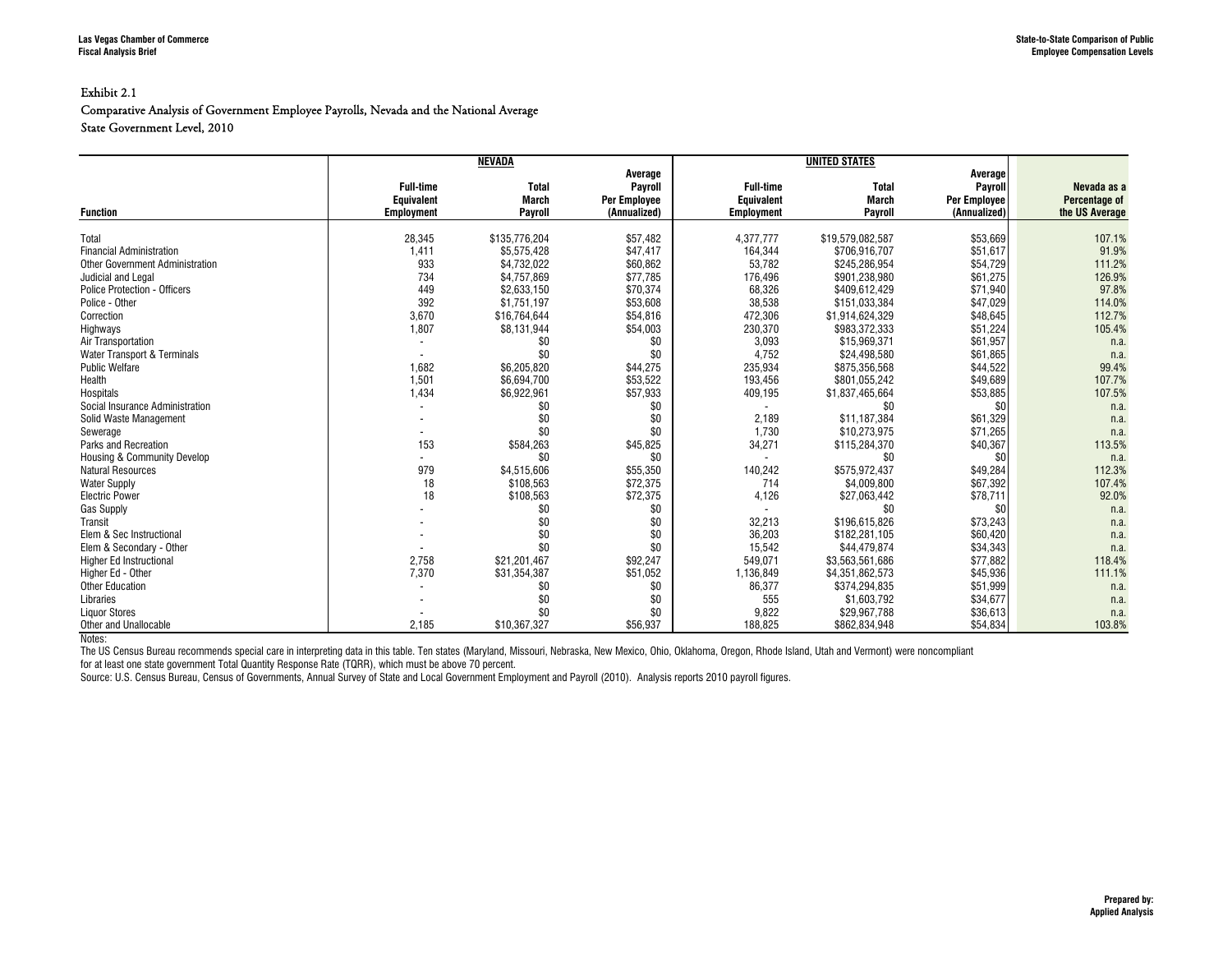Exhibit 2.1

Comparative Analysis of Government Employee Payrolls, Nevada and the National Average

State Government Level, 2010

| Function | NEVADA Full-time Equivalent Employment | NEVADA Total March Payroll | NEVADA Average Payroll Per Employee (Annualized) | UNITED STATES Full-time Equivalent Employment | UNITED STATES Total March Payroll | UNITED STATES Average Payroll Per Employee (Annualized) | Nevada as a Percentage of the US Average |
|---|---|---|---|---|---|---|---|
| Total | 28,345 | $135,776,204 | $57,482 | 4,377,777 | $19,579,082,587 | $53,669 | 107.1% |
| Financial Administration | 1,411 | $5,575,428 | $47,417 | 164,344 | $706,916,707 | $51,617 | 91.9% |
| Other Government Administration | 933 | $4,732,022 | $60,862 | 53,782 | $245,286,954 | $54,729 | 111.2% |
| Judicial and Legal | 734 | $4,757,869 | $77,785 | 176,496 | $901,238,980 | $61,275 | 126.9% |
| Police Protection - Officers | 449 | $2,633,150 | $70,374 | 68,326 | $409,612,429 | $71,940 | 97.8% |
| Police - Other | 392 | $1,751,197 | $53,608 | 38,538 | $151,033,384 | $47,029 | 114.0% |
| Correction | 3,670 | $16,764,644 | $54,816 | 472,306 | $1,914,624,329 | $48,645 | 112.7% |
| Highways | 1,807 | $8,131,944 | $54,003 | 230,370 | $983,372,333 | $51,224 | 105.4% |
| Air Transportation | - | $0 | $0 | 3,093 | $15,969,371 | $61,957 | n.a. |
| Water Transport & Terminals | - | $0 | $0 | 4,752 | $24,498,580 | $61,865 | n.a. |
| Public Welfare | 1,682 | $6,205,820 | $44,275 | 235,934 | $875,356,568 | $44,522 | 99.4% |
| Health | 1,501 | $6,694,700 | $53,522 | 193,456 | $801,055,242 | $49,689 | 107.7% |
| Hospitals | 1,434 | $6,922,961 | $57,933 | 409,195 | $1,837,465,664 | $53,885 | 107.5% |
| Social Insurance Administration | - | $0 | $0 | - | $0 | $0 | n.a. |
| Solid Waste Management | - | $0 | $0 | 2,189 | $11,187,384 | $61,329 | n.a. |
| Sewerage | - | $0 | $0 | 1,730 | $10,273,975 | $71,265 | n.a. |
| Parks and Recreation | 153 | $584,263 | $45,825 | 34,271 | $115,284,370 | $40,367 | 113.5% |
| Housing & Community Develop | - | $0 | $0 | - | $0 | $0 | n.a. |
| Natural Resources | 979 | $4,515,606 | $55,350 | 140,242 | $575,972,437 | $49,284 | 112.3% |
| Water Supply | 18 | $108,563 | $72,375 | 714 | $4,009,800 | $67,392 | 107.4% |
| Electric Power | 18 | $108,563 | $72,375 | 4,126 | $27,063,442 | $78,711 | 92.0% |
| Gas Supply | - | $0 | $0 | - | $0 | $0 | n.a. |
| Transit | - | $0 | $0 | 32,213 | $196,615,826 | $73,243 | n.a. |
| Elem & Sec Instructional | - | $0 | $0 | 36,203 | $182,281,105 | $60,420 | n.a. |
| Elem & Secondary - Other | - | $0 | $0 | 15,542 | $44,479,874 | $34,343 | n.a. |
| Higher Ed Instructional | 2,758 | $21,201,467 | $92,247 | 549,071 | $3,563,561,686 | $77,882 | 118.4% |
| Higher Ed - Other | 7,370 | $31,354,387 | $51,052 | 1,136,849 | $4,351,862,573 | $45,936 | 111.1% |
| Other Education | - | $0 | $0 | 86,377 | $374,294,835 | $51,999 | n.a. |
| Libraries | - | $0 | $0 | 555 | $1,603,792 | $34,677 | n.a. |
| Liquor Stores | - | $0 | $0 | 9,822 | $29,967,788 | $36,613 | n.a. |
| Other and Unallocable | 2,185 | $10,367,327 | $56,937 | 188,825 | $862,834,948 | $54,834 | 103.8% |

Notes:

The US Census Bureau recommends special care in interpreting data in this table. Ten states (Maryland, Missouri, Nebraska, New Mexico, Ohio, Oklahoma, Oregon, Rhode Island, Utah and Vermont) were noncompliant for at least one state government Total Quantity Response Rate (TQRR), which must be above 70 percent.

Source: U.S. Census Bureau, Census of Governments, Annual Survey of State and Local Government Employment and Payroll (2010). Analysis reports 2010 payroll figures.

Prepared by:
Applied Analysis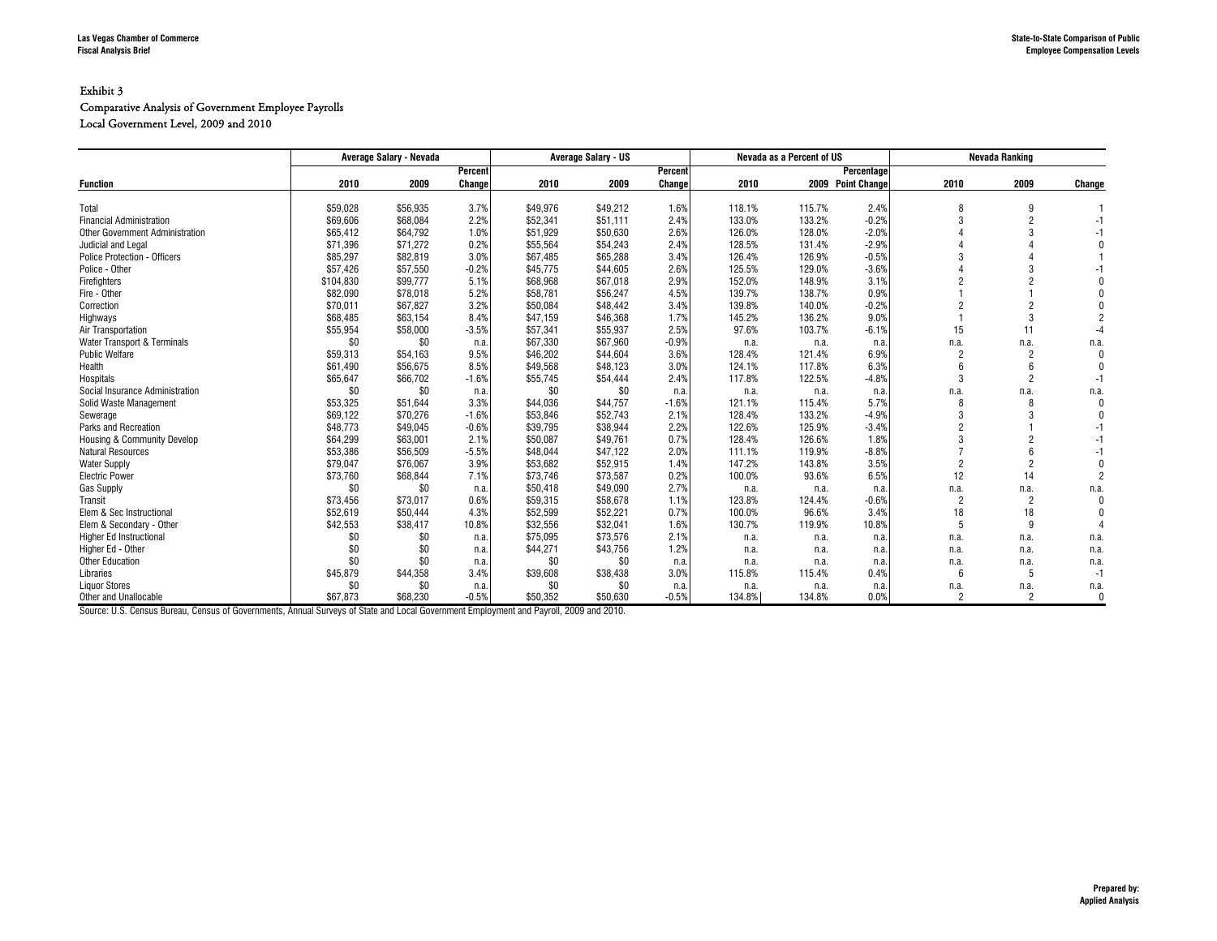Exhibit 3

Comparative Analysis of Government Employee Payrolls

Local Government Level, 2009 and 2010

| Function | Average Salary - Nevada | | | Average Salary - US | | | Nevada as a Percent of US | | | Nevada Ranking | | |
|---|---|---|---|---|---|---|---|---|---|---|---|---|
| | 2010 | 2009 | Percent Change | 2010 | 2009 | Percent Change | 2010 | 2009 | Percentage Point Change | 2010 | 2009 | Change |
| Total | $59,028 | $56,935 | 3.7% | $49,976 | $49,212 | 1.6% | 118.1% | 115.7% | 2.4% | 8 | 9 | 1 |
| Financial Administration | $69,606 | $68,084 | 2.2% | $52,341 | $51,111 | 2.4% | 133.0% | 133.2% | -0.2% | 3 | 2 | -1 |
| Other Government Administration | $65,412 | $64,792 | 1.0% | $51,929 | $50,630 | 2.6% | 126.0% | 128.0% | -2.0% | 4 | 3 | -1 |
| Judicial and Legal | $71,396 | $71,272 | 0.2% | $55,564 | $54,243 | 2.4% | 128.5% | 131.4% | -2.9% | 4 | 4 | 0 |
| Police Protection - Officers | $85,297 | $82,819 | 3.0% | $67,485 | $65,288 | 3.4% | 126.4% | 126.9% | -0.5% | 3 | 4 | 1 |
| Police - Other | $57,426 | $57,550 | -0.2% | $45,775 | $44,605 | 2.6% | 125.5% | 129.0% | -3.6% | 4 | 3 | -1 |
| Firefighters | $104,830 | $99,777 | 5.1% | $68,968 | $67,018 | 2.9% | 152.0% | 148.9% | 3.1% | 2 | 2 | 0 |
| Fire - Other | $82,090 | $78,018 | 5.2% | $58,781 | $56,247 | 4.5% | 139.7% | 138.7% | 0.9% | 1 | 1 | 0 |
| Correction | $70,011 | $67,827 | 3.2% | $50,084 | $48,442 | 3.4% | 139.8% | 140.0% | -0.2% | 2 | 2 | 0 |
| Highways | $68,485 | $63,154 | 8.4% | $47,159 | $46,368 | 1.7% | 145.2% | 136.2% | 9.0% | 1 | 3 | 2 |
| Air Transportation | $55,954 | $58,000 | -3.5% | $57,341 | $55,937 | 2.5% | 97.6% | 103.7% | -6.1% | 15 | 11 | -4 |
| Water Transport & Terminals | $0 | $0 | n.a. | $67,330 | $67,960 | -0.9% | n.a. | n.a. | n.a. | n.a. | n.a. | n.a. |
| Public Welfare | $59,313 | $54,163 | 9.5% | $46,202 | $44,604 | 3.6% | 128.4% | 121.4% | 6.9% | 2 | 2 | 0 |
| Health | $61,490 | $56,675 | 8.5% | $49,568 | $48,123 | 3.0% | 124.1% | 117.8% | 6.3% | 6 | 6 | 0 |
| Hospitals | $65,647 | $66,702 | -1.6% | $55,745 | $54,444 | 2.4% | 117.8% | 122.5% | -4.8% | 3 | 2 | -1 |
| Social Insurance Administration | $0 | $0 | n.a. | $0 | $0 | n.a. | n.a. | n.a. | n.a. | n.a. | n.a. | n.a. |
| Solid Waste Management | $53,325 | $51,644 | 3.3% | $44,036 | $44,757 | -1.6% | 121.1% | 115.4% | 5.7% | 8 | 8 | 0 |
| Sewerage | $69,122 | $70,276 | -1.6% | $53,846 | $52,743 | 2.1% | 128.4% | 133.2% | -4.9% | 3 | 3 | 0 |
| Parks and Recreation | $48,773 | $49,045 | -0.6% | $39,795 | $38,944 | 2.2% | 122.6% | 125.9% | -3.4% | 2 | 1 | -1 |
| Housing & Community Develop | $64,299 | $63,001 | 2.1% | $50,087 | $49,761 | 0.7% | 128.4% | 126.6% | 1.8% | 3 | 2 | -1 |
| Natural Resources | $53,386 | $56,509 | -5.5% | $48,044 | $47,122 | 2.0% | 111.1% | 119.9% | -8.8% | 7 | 6 | -1 |
| Water Supply | $79,047 | $76,067 | 3.9% | $53,682 | $52,915 | 1.4% | 147.2% | 143.8% | 3.5% | 2 | 2 | 0 |
| Electric Power | $73,760 | $68,844 | 7.1% | $73,746 | $73,587 | 0.2% | 100.0% | 93.6% | 6.5% | 12 | 14 | 2 |
| Gas Supply | $0 | $0 | n.a. | $50,418 | $49,090 | 2.7% | n.a. | n.a. | n.a. | n.a. | n.a. | n.a. |
| Transit | $73,456 | $73,017 | 0.6% | $59,315 | $58,678 | 1.1% | 123.8% | 124.4% | -0.6% | 2 | 2 | 0 |
| Elem & Sec Instructional | $52,619 | $50,444 | 4.3% | $52,599 | $52,221 | 0.7% | 100.0% | 96.6% | 3.4% | 18 | 18 | 0 |
| Elem & Secondary - Other | $42,553 | $38,417 | 10.8% | $32,556 | $32,041 | 1.6% | 130.7% | 119.9% | 10.8% | 5 | 9 | 4 |
| Higher Ed Instructional | $0 | $0 | n.a. | $75,095 | $73,576 | 2.1% | n.a. | n.a. | n.a. | n.a. | n.a. | n.a. |
| Higher Ed - Other | $0 | $0 | n.a. | $44,271 | $43,756 | 1.2% | n.a. | n.a. | n.a. | n.a. | n.a. | n.a. |
| Other Education | $0 | $0 | n.a. | $0 | $0 | n.a. | n.a. | n.a. | n.a. | n.a. | n.a. | n.a. |
| Libraries | $45,879 | $44,358 | 3.4% | $39,608 | $38,438 | 3.0% | 115.8% | 115.4% | 0.4% | 6 | 5 | -1 |
| Liquor Stores | $0 | $0 | n.a. | $0 | $0 | n.a. | n.a. | n.a. | n.a. | n.a. | n.a. | n.a. |
| Other and Unallocable | $67,873 | $68,230 | -0.5% | $50,352 | $50,630 | -0.5% | 134.8% | 134.8% | 0.0% | 2 | 2 | 0 |

Source: U.S. Census Bureau, Census of Governments, Annual Surveys of State and Local Government Employment and Payroll, 2009 and 2010.

**Prepared by:**
**Applied Analysis**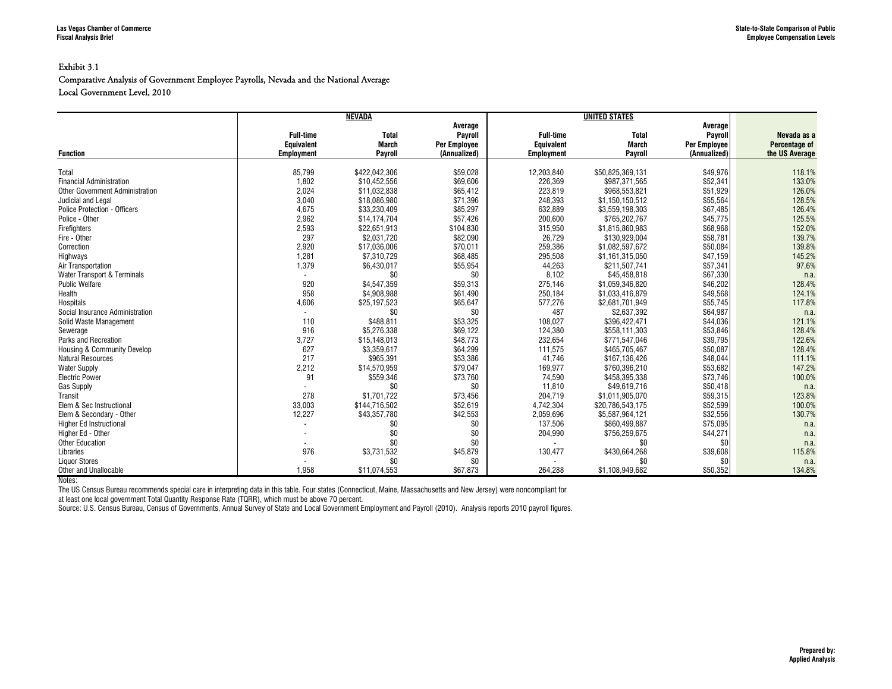Exhibit 3.1

Comparative Analysis of Government Employee Payrolls, Nevada and the National Average

Local Government Level, 2010

| | NEVADA | | | UNITED STATES | | | |
|---|---|---|---|---|---|---|---|
| Function | Full-time Equivalent Employment | Total March Payroll | Average Payroll Per Employee (Annualized) | Full-time Equivalent Employment | Total March Payroll | Average Payroll Per Employee (Annualized) | Nevada as a Percentage of the US Average |
| Total | 85,799 | $422,042,306 | $59,028 | 12,203,840 | $50,825,369,131 | $49,976 | 118.1% |
| Financial Administration | 1,802 | $10,452,556 | $69,606 | 226,369 | $987,371,565 | $52,341 | 133.0% |
| Other Government Administration | 2,024 | $11,032,838 | $65,412 | 223,819 | $968,553,821 | $51,929 | 126.0% |
| Judicial and Legal | 3,040 | $18,086,980 | $71,396 | 248,393 | $1,150,150,512 | $55,564 | 128.5% |
| Police Protection - Officers | 4,675 | $33,230,409 | $85,297 | 632,889 | $3,559,198,303 | $67,485 | 126.4% |
| Police - Other | 2,962 | $14,174,704 | $57,426 | 200,600 | $765,202,767 | $45,775 | 125.5% |
| Firefighters | 2,593 | $22,651,913 | $104,830 | 315,950 | $1,815,860,983 | $68,968 | 152.0% |
| Fire - Other | 297 | $2,031,720 | $82,090 | 26,729 | $130,929,004 | $58,781 | 139.7% |
| Correction | 2,920 | $17,036,006 | $70,011 | 259,386 | $1,082,597,672 | $50,084 | 139.8% |
| Highways | 1,281 | $7,310,729 | $68,485 | 295,508 | $1,161,315,050 | $47,159 | 145.2% |
| Air Transportation | 1,379 | $6,430,017 | $55,954 | 44,263 | $211,507,741 | $57,341 | 97.6% |
| Water Transport & Terminals | - | $0 | $0 | 8,102 | $45,458,818 | $67,330 | n.a. |
| Public Welfare | 920 | $4,547,359 | $59,313 | 275,146 | $1,059,346,820 | $46,202 | 128.4% |
| Health | 958 | $4,908,988 | $61,490 | 250,184 | $1,033,416,879 | $49,568 | 124.1% |
| Hospitals | 4,606 | $25,197,523 | $65,647 | 577,276 | $2,681,701,949 | $55,745 | 117.8% |
| Social Insurance Administration | - | $0 | $0 | 487 | $2,637,392 | $64,987 | n.a. |
| Solid Waste Management | 110 | $488,811 | $53,325 | 108,027 | $396,422,471 | $44,036 | 121.1% |
| Sewerage | 916 | $5,276,338 | $69,122 | 124,380 | $558,111,303 | $53,846 | 128.4% |
| Parks and Recreation | 3,727 | $15,148,013 | $48,773 | 232,654 | $771,547,046 | $39,795 | 122.6% |
| Housing & Community Develop | 627 | $3,359,617 | $64,299 | 111,575 | $465,705,467 | $50,087 | 128.4% |
| Natural Resources | 217 | $965,391 | $53,386 | 41,746 | $167,136,426 | $48,044 | 111.1% |
| Water Supply | 2,212 | $14,570,959 | $79,047 | 169,977 | $760,396,210 | $53,682 | 147.2% |
| Electric Power | 91 | $559,346 | $73,760 | 74,590 | $458,395,338 | $73,746 | 100.0% |
| Gas Supply | - | $0 | $0 | 11,810 | $49,619,716 | $50,418 | n.a. |
| Transit | 278 | $1,701,722 | $73,456 | 204,719 | $1,011,905,070 | $59,315 | 123.8% |
| Elem & Sec Instructional | 33,003 | $144,716,502 | $52,619 | 4,742,304 | $20,786,543,175 | $52,599 | 100.0% |
| Elem & Secondary - Other | 12,227 | $43,357,780 | $42,553 | 2,059,696 | $5,587,964,121 | $32,556 | 130.7% |
| Higher Ed Instructional | - | $0 | $0 | 137,506 | $860,499,887 | $75,095 | n.a. |
| Higher Ed - Other | - | $0 | $0 | 204,990 | $756,259,675 | $44,271 | n.a. |
| Other Education | - | $0 | $0 | - | $0 | $0 | n.a. |
| Libraries | 976 | $3,731,532 | $45,879 | 130,477 | $430,664,268 | $39,608 | 115.8% |
| Liquor Stores | - | $0 | $0 | - | $0 | $0 | n.a. |
| Other and Unallocable | 1,958 | $11,074,553 | $67,873 | 264,288 | $1,108,949,682 | $50,352 | 134.8% |

Notes:

The US Census Bureau recommends special care in interpreting data in this table. Four states (Connecticut, Maine, Massachusetts and New Jersey) were noncompliant for at least one local government Total Quantity Response Rate (TQRR), which must be above 70 percent.

Source: U.S. Census Bureau, Census of Governments, Annual Survey of State and Local Government Employment and Payroll (2010). Analysis reports 2010 payroll figures.

Prepared by:
Applied Analysis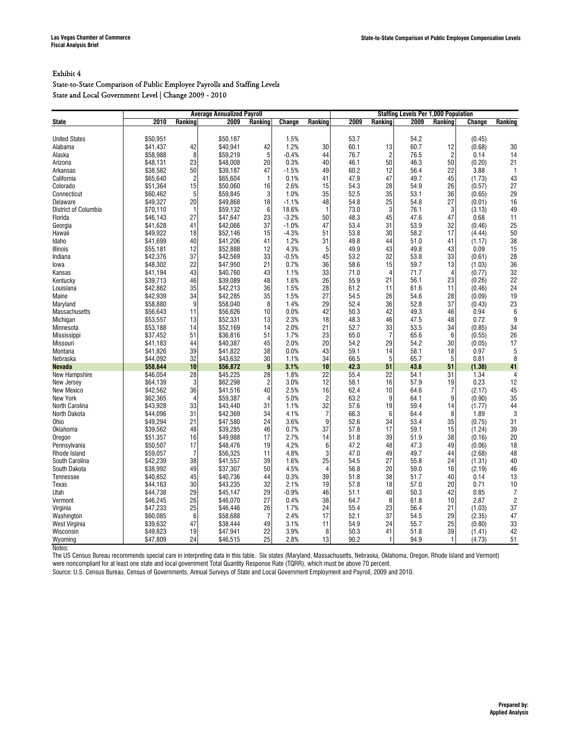Exhibit 4

State-to-State Comparison of Public Employee Payrolls and Staffing Levels

State and Local Government Level | Change 2009 - 2010

| | Average Annualized Payroll | | | | | | Staffing Levels Per 1,000 Population | | | | | |
|---|---|---|---|---|---|---|---|---|---|---|---|---|
| State | 2010 | Ranking | 2009 | Ranking | Change | Ranking | 2009 | Ranking | 2009 | Ranking | Change | Ranking |
| United States | $50,951 | | $50,187 | | 1.5% | | 53.7 | | 54.2 | | (0.45) | |
| Alabama | $41,437 | 42 | $40,941 | 42 | 1.2% | 30 | 60.1 | 13 | 60.7 | 12 | (0.68) | 30 |
| Alaska | $58,988 | 8 | $59,219 | 5 | -0.4% | 44 | 76.7 | 2 | 76.5 | 2 | 0.14 | 14 |
| Arizona | $48,131 | 23 | $48,008 | 20 | 0.3% | 40 | 46.1 | 50 | 46.3 | 50 | (0.20) | 21 |
| Arkansas | $38,582 | 50 | $39,187 | 47 | -1.5% | 49 | 60.2 | 12 | 56.4 | 22 | 3.88 | 1 |
| California | $65,640 | 2 | $65,604 | 1 | 0.1% | 41 | 47.9 | 47 | 49.7 | 45 | (1.73) | 43 |
| Colorado | $51,364 | 15 | $50,060 | 16 | 2.6% | 15 | 54.3 | 28 | 54.9 | 26 | (0.57) | 27 |
| Connecticut | $60,462 | 5 | $59,845 | 3 | 1.0% | 35 | 52.5 | 35 | 53.1 | 36 | (0.65) | 29 |
| Delaware | $49,327 | 20 | $49,868 | 18 | -1.1% | 48 | 54.8 | 25 | 54.8 | 27 | (0.01) | 16 |
| District of Columbia | $70,110 | 1 | $59,132 | 6 | 18.6% | 1 | 73.0 | 3 | 76.1 | 3 | (3.13) | 49 |
| Florida | $46,143 | 27 | $47,647 | 23 | -3.2% | 50 | 48.3 | 45 | 47.6 | 47 | 0.68 | 11 |
| Georgia | $41,628 | 41 | $42,066 | 37 | -1.0% | 47 | 53.4 | 31 | 53.9 | 32 | (0.46) | 25 |
| Hawaii | $49,922 | 18 | $52,146 | 15 | -4.3% | 51 | 53.8 | 30 | 58.2 | 17 | (4.44) | 50 |
| Idaho | $41,699 | 40 | $41,206 | 41 | 1.2% | 31 | 49.8 | 44 | 51.0 | 41 | (1.17) | 38 |
| Illinois | $55,181 | 12 | $52,888 | 12 | 4.3% | 5 | 49.9 | 43 | 49.8 | 43 | 0.09 | 15 |
| Indiana | $42,376 | 37 | $42,569 | 33 | -0.5% | 45 | 53.2 | 32 | 53.8 | 33 | (0.61) | 28 |
| Iowa | $48,302 | 22 | $47,950 | 21 | 0.7% | 36 | 58.6 | 15 | 59.7 | 13 | (1.03) | 36 |
| Kansas | $41,194 | 43 | $40,760 | 43 | 1.1% | 33 | 71.0 | 4 | 71.7 | 4 | (0.77) | 32 |
| Kentucky | $39,713 | 46 | $39,089 | 48 | 1.6% | 26 | 55.9 | 21 | 56.1 | 23 | (0.26) | 22 |
| Louisiana | $42,862 | 35 | $42,213 | 36 | 1.5% | 28 | 61.2 | 11 | 61.6 | 11 | (0.46) | 24 |
| Maine | $42,939 | 34 | $42,285 | 35 | 1.5% | 27 | 54.5 | 26 | 54.6 | 28 | (0.09) | 19 |
| Maryland | $58,880 | 9 | $58,040 | 8 | 1.4% | 29 | 52.4 | 36 | 52.8 | 37 | (0.43) | 23 |
| Massachusetts | $56,643 | 11 | $56,626 | 10 | 0.0% | 42 | 50.3 | 42 | 49.3 | 46 | 0.94 | 6 |
| Michigan | $53,557 | 13 | $52,331 | 13 | 2.3% | 18 | 48.3 | 46 | 47.5 | 48 | 0.72 | 9 |
| Minnesota | $53,188 | 14 | $52,169 | 14 | 2.0% | 21 | 52.7 | 33 | 53.5 | 34 | (0.85) | 34 |
| Mississippi | $37,452 | 51 | $36,816 | 51 | 1.7% | 23 | 65.0 | 7 | 65.6 | 6 | (0.55) | 26 |
| Missouri | $41,183 | 44 | $40,387 | 45 | 2.0% | 20 | 54.2 | 29 | 54.2 | 30 | (0.05) | 17 |
| Montana | $41,826 | 39 | $41,822 | 38 | 0.0% | 43 | 59.1 | 14 | 58.1 | 18 | 0.97 | 5 |
| Nebraska | $44,092 | 32 | $43,632 | 30 | 1.1% | 34 | 66.5 | 5 | 65.7 | 5 | 0.81 | 8 |
| **Nevada** | **$58,644** | **10** | **$56,872** | **9** | **3.1%** | **10** | **42.3** | **51** | **43.6** | **51** | **(1.38)** | **41** |
| New Hampshire | $46,054 | 28 | $45,225 | 28 | 1.8% | 22 | 55.4 | 22 | 54.1 | 31 | 1.34 | 4 |
| New Jersey | $64,139 | 3 | $62,298 | 2 | 3.0% | 12 | 58.1 | 16 | 57.9 | 19 | 0.23 | 12 |
| New Mexico | $42,562 | 36 | $41,516 | 40 | 2.5% | 16 | 62.4 | 10 | 64.6 | 7 | (2.17) | 45 |
| New York | $62,365 | 4 | $59,387 | 4 | 5.0% | 2 | 63.2 | 9 | 64.1 | 9 | (0.90) | 35 |
| North Carolina | $43,928 | 33 | $43,440 | 31 | 1.1% | 32 | 57.6 | 19 | 59.4 | 14 | (1.77) | 44 |
| North Dakota | $44,096 | 31 | $42,369 | 34 | 4.1% | 7 | 66.3 | 6 | 64.4 | 8 | 1.89 | 3 |
| Ohio | $49,294 | 21 | $47,580 | 24 | 3.6% | 9 | 52.6 | 34 | 53.4 | 35 | (0.75) | 31 |
| Oklahoma | $39,562 | 48 | $39,285 | 46 | 0.7% | 37 | 57.8 | 17 | 59.1 | 15 | (1.24) | 39 |
| Oregon | $51,357 | 16 | $49,988 | 17 | 2.7% | 14 | 51.8 | 39 | 51.9 | 38 | (0.16) | 20 |
| Pennsylvania | $50,507 | 17 | $48,476 | 19 | 4.2% | 6 | 47.2 | 48 | 47.3 | 49 | (0.06) | 18 |
| Rhode Island | $59,057 | 7 | $56,325 | 11 | 4.8% | 3 | 47.0 | 49 | 49.7 | 44 | (2.68) | 48 |
| South Carolina | $42,239 | 38 | $41,557 | 39 | 1.6% | 25 | 54.5 | 27 | 55.8 | 24 | (1.31) | 40 |
| South Dakota | $38,992 | 49 | $37,307 | 50 | 4.5% | 4 | 56.8 | 20 | 59.0 | 16 | (2.19) | 46 |
| Tennessee | $40,852 | 45 | $40,736 | 44 | 0.3% | 39 | 51.8 | 38 | 51.7 | 40 | 0.14 | 13 |
| Texas | $44,163 | 30 | $43,235 | 32 | 2.1% | 19 | 57.8 | 18 | 57.0 | 20 | 0.71 | 10 |
| Utah | $44,738 | 29 | $45,147 | 29 | -0.9% | 46 | 51.1 | 40 | 50.3 | 42 | 0.85 | 7 |
| Vermont | $46,245 | 26 | $46,070 | 27 | 0.4% | 38 | 64.7 | 8 | 61.8 | 10 | 2.87 | 2 |
| Virginia | $47,233 | 25 | $46,446 | 26 | 1.7% | 24 | 55.4 | 23 | 56.4 | 21 | (1.03) | 37 |
| Washington | $60,085 | 6 | $58,688 | 7 | 2.4% | 17 | 52.1 | 37 | 54.5 | 29 | (2.35) | 47 |
| West Virginia | $39,632 | 47 | $38,444 | 49 | 3.1% | 11 | 54.9 | 24 | 55.7 | 25 | (0.80) | 33 |
| Wisconsin | $49,823 | 19 | $47,941 | 22 | 3.9% | 8 | 50.3 | 41 | 51.8 | 39 | (1.41) | 42 |
| Wyoming | $47,809 | 24 | $46,515 | 25 | 2.8% | 13 | 90.2 | 1 | 94.9 | 1 | (4.73) | 51 |

Notes:

The US Census Bureau recommends special care in interpreting data in this table. Six states (Maryland, Massachusetts, Nebraska, Oklahoma, Oregon, Rhode Island and Vermont) were noncompliant for at least one state and local government Total Quantity Response Rate (TQRR), which must be above 70 percent.

Source: U.S. Census Bureau, Census of Governments, Annual Surveys of State and Local Government Employment and Payroll, 2009 and 2010.

**Prepared by:**
**Applied Analysis**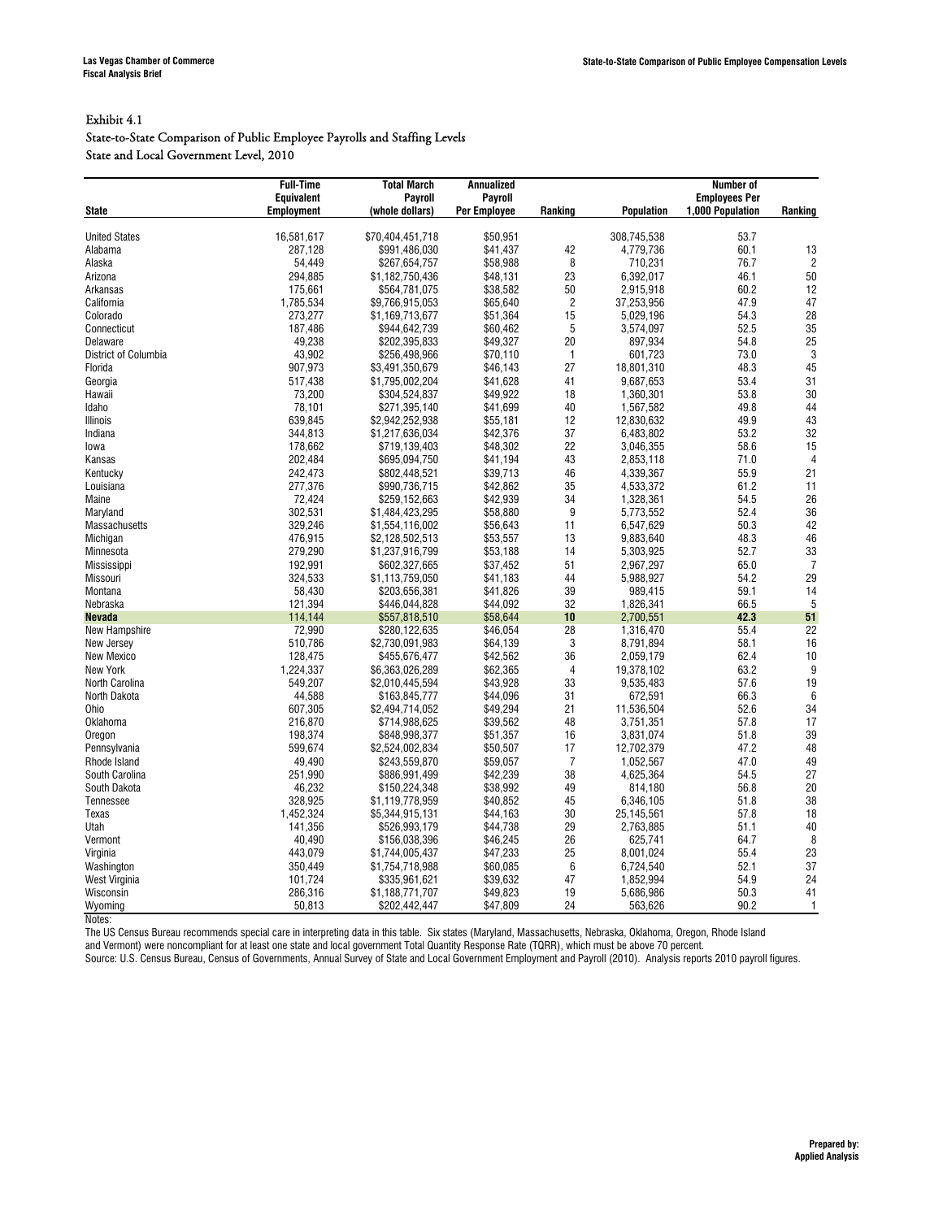Exhibit 4.1

State-to-State Comparison of Public Employee Payrolls and Staffing Levels

State and Local Government Level, 2010

| State | Full-Time Equivalent Employment | Total March Payroll (whole dollars) | Annualized Payroll Per Employee | Ranking | Population | Number of Employees Per 1,000 Population | Ranking |
|---|---|---|---|---|---|---|---|
| United States | 16,581,617 | $70,404,451,718 | $50,951 | | 308,745,538 | 53.7 | |
| Alabama | 287,128 | $991,486,030 | $41,437 | 42 | 4,779,736 | 60.1 | 13 |
| Alaska | 54,449 | $267,654,757 | $58,988 | 8 | 710,231 | 76.7 | 2 |
| Arizona | 294,885 | $1,182,750,436 | $48,131 | 23 | 6,392,017 | 46.1 | 50 |
| Arkansas | 175,661 | $564,781,075 | $38,582 | 50 | 2,915,918 | 60.2 | 12 |
| California | 1,785,534 | $9,766,915,053 | $65,640 | 2 | 37,253,956 | 47.9 | 47 |
| Colorado | 273,277 | $1,169,713,677 | $51,364 | 15 | 5,029,196 | 54.3 | 28 |
| Connecticut | 187,486 | $944,642,739 | $60,462 | 5 | 3,574,097 | 52.5 | 35 |
| Delaware | 49,238 | $202,395,833 | $49,327 | 20 | 897,934 | 54.8 | 25 |
| District of Columbia | 43,902 | $256,498,966 | $70,110 | 1 | 601,723 | 73.0 | 3 |
| Florida | 907,973 | $3,491,350,679 | $46,143 | 27 | 18,801,310 | 48.3 | 45 |
| Georgia | 517,438 | $1,795,002,204 | $41,628 | 41 | 9,687,653 | 53.4 | 31 |
| Hawaii | 73,200 | $304,524,837 | $49,922 | 18 | 1,360,301 | 53.8 | 30 |
| Idaho | 78,101 | $271,395,140 | $41,699 | 40 | 1,567,582 | 49.8 | 44 |
| Illinois | 639,845 | $2,942,252,938 | $55,181 | 12 | 12,830,632 | 49.9 | 43 |
| Indiana | 344,813 | $1,217,636,034 | $42,376 | 37 | 6,483,802 | 53.2 | 32 |
| Iowa | 178,662 | $719,139,403 | $48,302 | 22 | 3,046,355 | 58.6 | 15 |
| Kansas | 202,484 | $695,094,750 | $41,194 | 43 | 2,853,118 | 71.0 | 4 |
| Kentucky | 242,473 | $802,448,521 | $39,713 | 46 | 4,339,367 | 55.9 | 21 |
| Louisiana | 277,376 | $990,736,715 | $42,862 | 35 | 4,533,372 | 61.2 | 11 |
| Maine | 72,424 | $259,152,663 | $42,939 | 34 | 1,328,361 | 54.5 | 26 |
| Maryland | 302,531 | $1,484,423,295 | $58,880 | 9 | 5,773,552 | 52.4 | 36 |
| Massachusetts | 329,246 | $1,554,116,002 | $56,643 | 11 | 6,547,629 | 50.3 | 42 |
| Michigan | 476,915 | $2,128,502,513 | $53,557 | 13 | 9,883,640 | 48.3 | 46 |
| Minnesota | 279,290 | $1,237,916,799 | $53,188 | 14 | 5,303,925 | 52.7 | 33 |
| Mississippi | 192,991 | $602,327,665 | $37,452 | 51 | 2,967,297 | 65.0 | 7 |
| Missouri | 324,533 | $1,113,759,050 | $41,183 | 44 | 5,988,927 | 54.2 | 29 |
| Montana | 58,430 | $203,656,381 | $41,826 | 39 | 989,415 | 59.1 | 14 |
| Nebraska | 121,394 | $446,044,828 | $44,092 | 32 | 1,826,341 | 66.5 | 5 |
| **Nevada** | **114,144** | **$557,818,510** | **$58,644** | **10** | **2,700,551** | **42.3** | **51** |
| New Hampshire | 72,990 | $280,122,635 | $46,054 | 28 | 1,316,470 | 55.4 | 22 |
| New Jersey | 510,786 | $2,730,091,983 | $64,139 | 3 | 8,791,894 | 58.1 | 16 |
| New Mexico | 128,475 | $455,676,477 | $42,562 | 36 | 2,059,179 | 62.4 | 10 |
| New York | 1,224,337 | $6,363,026,289 | $62,365 | 4 | 19,378,102 | 63.2 | 9 |
| North Carolina | 549,207 | $2,010,445,594 | $43,928 | 33 | 9,535,483 | 57.6 | 19 |
| North Dakota | 44,588 | $163,845,777 | $44,096 | 31 | 672,591 | 66.3 | 6 |
| Ohio | 607,305 | $2,494,714,052 | $49,294 | 21 | 11,536,504 | 52.6 | 34 |
| Oklahoma | 216,870 | $714,988,625 | $39,562 | 48 | 3,751,351 | 57.8 | 17 |
| Oregon | 198,374 | $848,998,377 | $51,357 | 16 | 3,831,074 | 51.8 | 39 |
| Pennsylvania | 599,674 | $2,524,002,834 | $50,507 | 17 | 12,702,379 | 47.2 | 48 |
| Rhode Island | 49,490 | $243,559,870 | $59,057 | 7 | 1,052,567 | 47.0 | 49 |
| South Carolina | 251,990 | $886,991,499 | $42,239 | 38 | 4,625,364 | 54.5 | 27 |
| South Dakota | 46,232 | $150,224,348 | $38,992 | 49 | 814,180 | 56.8 | 20 |
| Tennessee | 328,925 | $1,119,778,959 | $40,852 | 45 | 6,346,105 | 51.8 | 38 |
| Texas | 1,452,324 | $5,344,915,131 | $44,163 | 30 | 25,145,561 | 57.8 | 18 |
| Utah | 141,356 | $526,993,179 | $44,738 | 29 | 2,763,885 | 51.1 | 40 |
| Vermont | 40,490 | $156,038,396 | $46,245 | 26 | 625,741 | 64.7 | 8 |
| Virginia | 443,079 | $1,744,005,437 | $47,233 | 25 | 8,001,024 | 55.4 | 23 |
| Washington | 350,449 | $1,754,718,988 | $60,085 | 6 | 6,724,540 | 52.1 | 37 |
| West Virginia | 101,724 | $335,961,621 | $39,632 | 47 | 1,852,994 | 54.9 | 24 |
| Wisconsin | 286,316 | $1,188,771,707 | $49,823 | 19 | 5,686,986 | 50.3 | 41 |
| Wyoming | 50,813 | $202,442,447 | $47,809 | 24 | 563,626 | 90.2 | 1 |

Notes:

The US Census Bureau recommends special care in interpreting data in this table. Six states (Maryland, Massachusetts, Nebraska, Oklahoma, Oregon, Rhode Island and Vermont) were noncompliant for at least one state and local government Total Quantity Response Rate (TQRR), which must be above 70 percent.

Source: U.S. Census Bureau, Census of Governments, Annual Survey of State and Local Government Employment and Payroll (2010). Analysis reports 2010 payroll figures.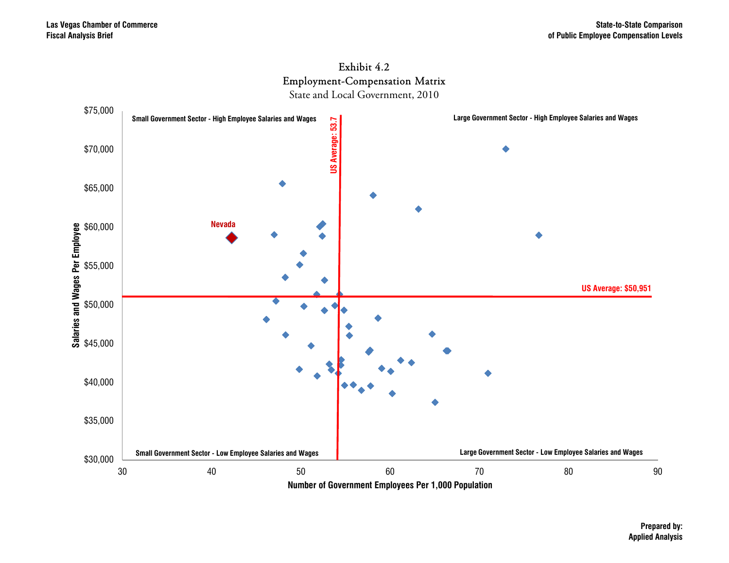# Exhibit 4.2
## Employment-Compensation Matrix
### State and Local Government, 2010

Small Government Sector - High Employee Salaries and Wages

Large Government Sector - High Employee Salaries and Wages

Small Government Sector - Low Employee Salaries and Wages

Large Government Sector - Low Employee Salaries and Wages

US Average: 53.7

US Average: $50,951

Nevada

Salaries and Wages Per Employee

Number of Government Employees Per 1,000 Population

$75,000
$70,000
$65,000
$60,000
$55,000
$50,000
$45,000
$40,000
$35,000
$30,000

30 40 50 60 70 80 90

**Prepared by:**
**Applied Analysis**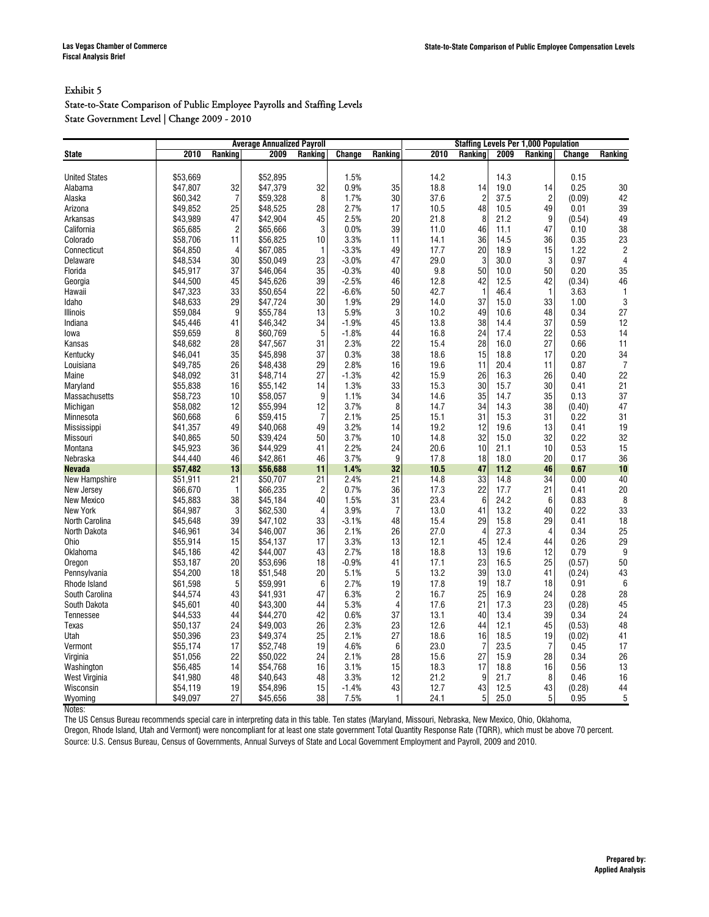Exhibit 5

State-to-State Comparison of Public Employee Payrolls and Staffing Levels

State Government Level | Change 2009 - 2010

| | Average Annualized Payroll | | | | | | Staffing Levels Per 1,000 Population | | | | | |
|---|---|---|---|---|---|---|---|---|---|---|---|---|
| State | 2010 | Ranking | 2009 | Ranking | Change | Ranking | 2010 | Ranking | 2009 | Ranking | Change | Ranking |
| United States | $53,669 | | $52,895 | | 1.5% | | 14.2 | | 14.3 | | 0.15 | |
| Alabama | $47,807 | 32 | $47,379 | 32 | 0.9% | 35 | 18.8 | 14 | 19.0 | 14 | 0.25 | 30 |
| Alaska | $60,342 | 7 | $59,328 | 8 | 1.7% | 30 | 37.6 | 2 | 37.5 | 2 | (0.09) | 42 |
| Arizona | $49,852 | 25 | $48,525 | 28 | 2.7% | 17 | 10.5 | 48 | 10.5 | 49 | 0.01 | 39 |
| Arkansas | $43,989 | 47 | $42,904 | 45 | 2.5% | 20 | 21.8 | 8 | 21.2 | 9 | (0.54) | 49 |
| California | $65,685 | 2 | $65,666 | 3 | 0.0% | 39 | 11.0 | 46 | 11.1 | 47 | 0.10 | 38 |
| Colorado | $58,706 | 11 | $56,825 | 10 | 3.3% | 11 | 14.1 | 36 | 14.5 | 36 | 0.35 | 23 |
| Connecticut | $64,850 | 4 | $67,085 | 1 | -3.3% | 49 | 17.7 | 20 | 18.9 | 15 | 1.22 | 2 |
| Delaware | $48,534 | 30 | $50,049 | 23 | -3.0% | 47 | 29.0 | 3 | 30.0 | 3 | 0.97 | 4 |
| Florida | $45,917 | 37 | $46,064 | 35 | -0.3% | 40 | 9.8 | 50 | 10.0 | 50 | 0.20 | 35 |
| Georgia | $44,500 | 45 | $45,626 | 39 | -2.5% | 46 | 12.8 | 42 | 12.5 | 42 | (0.34) | 46 |
| Hawaii | $47,323 | 33 | $50,654 | 22 | -6.6% | 50 | 42.7 | 1 | 46.4 | 1 | 3.63 | 1 |
| Idaho | $48,633 | 29 | $47,724 | 30 | 1.9% | 29 | 14.0 | 37 | 15.0 | 33 | 1.00 | 3 |
| Illinois | $59,084 | 9 | $55,784 | 13 | 5.9% | 3 | 10.2 | 49 | 10.6 | 48 | 0.34 | 27 |
| Indiana | $45,446 | 41 | $46,342 | 34 | -1.9% | 45 | 13.8 | 38 | 14.4 | 37 | 0.59 | 12 |
| Iowa | $59,659 | 8 | $60,769 | 5 | -1.8% | 44 | 16.8 | 24 | 17.4 | 22 | 0.53 | 14 |
| Kansas | $48,682 | 28 | $47,567 | 31 | 2.3% | 22 | 15.4 | 28 | 16.0 | 27 | 0.66 | 11 |
| Kentucky | $46,041 | 35 | $45,898 | 37 | 0.3% | 38 | 18.6 | 15 | 18.8 | 17 | 0.20 | 34 |
| Louisiana | $49,785 | 26 | $48,438 | 29 | 2.8% | 16 | 19.6 | 11 | 20.4 | 11 | 0.87 | 7 |
| Maine | $48,092 | 31 | $48,714 | 27 | -1.3% | 42 | 15.9 | 26 | 16.3 | 26 | 0.40 | 22 |
| Maryland | $55,838 | 16 | $55,142 | 14 | 1.3% | 33 | 15.3 | 30 | 15.7 | 30 | 0.41 | 21 |
| Massachusetts | $58,723 | 10 | $58,057 | 9 | 1.1% | 34 | 14.6 | 35 | 14.7 | 35 | 0.13 | 37 |
| Michigan | $58,082 | 12 | $55,994 | 12 | 3.7% | 8 | 14.7 | 34 | 14.3 | 38 | (0.40) | 47 |
| Minnesota | $60,668 | 6 | $59,415 | 7 | 2.1% | 25 | 15.1 | 31 | 15.3 | 31 | 0.22 | 31 |
| Mississippi | $41,357 | 49 | $40,068 | 49 | 3.2% | 14 | 19.2 | 12 | 19.6 | 13 | 0.41 | 19 |
| Missouri | $40,865 | 50 | $39,424 | 50 | 3.7% | 10 | 14.8 | 32 | 15.0 | 32 | 0.22 | 32 |
| Montana | $45,923 | 36 | $44,929 | 41 | 2.2% | 24 | 20.6 | 10 | 21.1 | 10 | 0.53 | 15 |
| Nebraska | $44,440 | 46 | $42,861 | 46 | 3.7% | 9 | 17.8 | 18 | 18.0 | 20 | 0.17 | 36 |
| **Nevada** | **$57,482** | **13** | **$56,688** | **11** | **1.4%** | **32** | **10.5** | **47** | **11.2** | **46** | **0.67** | **10** |
| New Hampshire | $51,911 | 21 | $50,707 | 21 | 2.4% | 21 | 14.8 | 33 | 14.8 | 34 | 0.00 | 40 |
| New Jersey | $66,670 | 1 | $66,235 | 2 | 0.7% | 36 | 17.3 | 22 | 17.7 | 21 | 0.41 | 20 |
| New Mexico | $45,883 | 38 | $45,184 | 40 | 1.5% | 31 | 23.4 | 6 | 24.2 | 6 | 0.83 | 8 |
| New York | $64,987 | 3 | $62,530 | 4 | 3.9% | 7 | 13.0 | 41 | 13.2 | 40 | 0.22 | 33 |
| North Carolina | $45,648 | 39 | $47,102 | 33 | -3.1% | 48 | 15.4 | 29 | 15.8 | 29 | 0.41 | 18 |
| North Dakota | $46,961 | 34 | $46,007 | 36 | 2.1% | 26 | 27.0 | 4 | 27.3 | 4 | 0.34 | 25 |
| Ohio | $55,914 | 15 | $54,137 | 17 | 3.3% | 13 | 12.1 | 45 | 12.4 | 44 | 0.26 | 29 |
| Oklahoma | $45,186 | 42 | $44,007 | 43 | 2.7% | 18 | 18.8 | 13 | 19.6 | 12 | 0.79 | 9 |
| Oregon | $53,187 | 20 | $53,696 | 18 | -0.9% | 41 | 17.1 | 23 | 16.5 | 25 | (0.57) | 50 |
| Pennsylvania | $54,200 | 18 | $51,548 | 20 | 5.1% | 5 | 13.2 | 39 | 13.0 | 41 | (0.24) | 43 |
| Rhode Island | $61,598 | 5 | $59,991 | 6 | 2.7% | 19 | 17.8 | 19 | 18.7 | 18 | 0.91 | 6 |
| South Carolina | $44,574 | 43 | $41,931 | 47 | 6.3% | 2 | 16.7 | 25 | 16.9 | 24 | 0.28 | 28 |
| South Dakota | $45,601 | 40 | $43,300 | 44 | 5.3% | 4 | 17.6 | 21 | 17.3 | 23 | (0.28) | 45 |
| Tennessee | $44,533 | 44 | $44,270 | 42 | 0.6% | 37 | 13.1 | 40 | 13.4 | 39 | 0.34 | 24 |
| Texas | $50,137 | 24 | $49,003 | 26 | 2.3% | 23 | 12.6 | 44 | 12.1 | 45 | (0.53) | 48 |
| Utah | $50,396 | 23 | $49,374 | 25 | 2.1% | 27 | 18.6 | 16 | 18.5 | 19 | (0.02) | 41 |
| Vermont | $55,174 | 17 | $52,748 | 19 | 4.6% | 6 | 23.0 | 7 | 23.5 | 7 | 0.45 | 17 |
| Virginia | $51,056 | 22 | $50,022 | 24 | 2.1% | 28 | 15.6 | 27 | 15.9 | 28 | 0.34 | 26 |
| Washington | $56,485 | 14 | $54,768 | 16 | 3.1% | 15 | 18.3 | 17 | 18.8 | 16 | 0.56 | 13 |
| West Virginia | $41,980 | 48 | $40,643 | 48 | 3.3% | 12 | 21.2 | 9 | 21.7 | 8 | 0.46 | 16 |
| Wisconsin | $54,119 | 19 | $54,896 | 15 | -1.4% | 43 | 12.7 | 43 | 12.5 | 43 | (0.28) | 44 |
| Wyoming | $49,097 | 27 | $45,656 | 38 | 7.5% | 1 | 24.1 | 5 | 25.0 | 5 | 0.95 | 5 |

Notes:

The US Census Bureau recommends special care in interpreting data in this table. Ten states (Maryland, Missouri, Nebraska, New Mexico, Ohio, Oklahoma, Oregon, Rhode Island, Utah and Vermont) were noncompliant for at least one state government Total Quantity Response Rate (TQRR), which must be above 70 percent.

Source: U.S. Census Bureau, Census of Governments, Annual Surveys of State and Local Government Employment and Payroll, 2009 and 2010.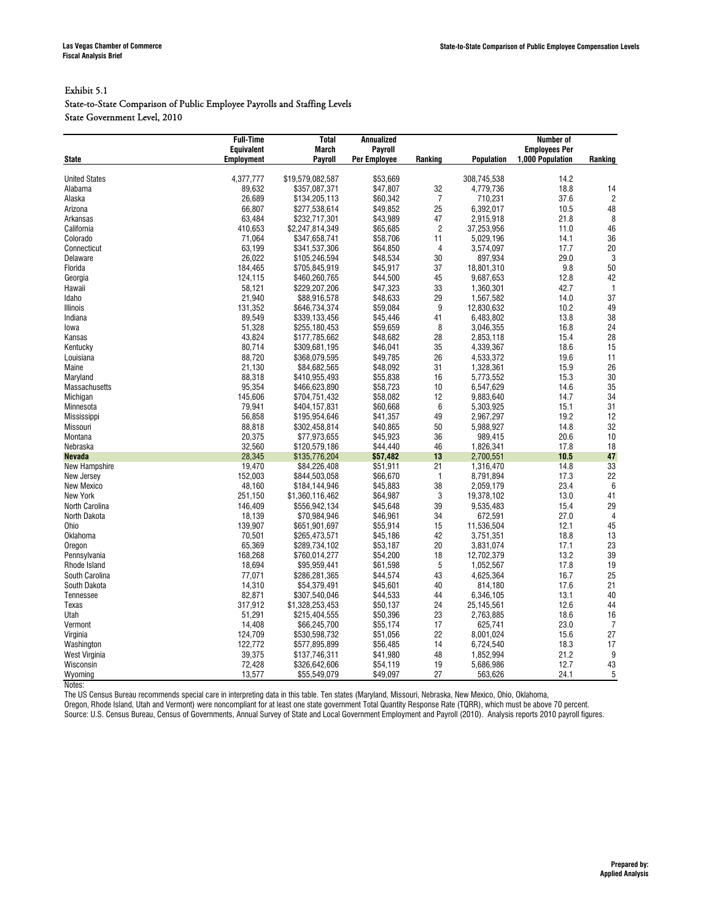Exhibit 5.1

State-to-State Comparison of Public Employee Payrolls and Staffing Levels

State Government Level, 2010

| State | Full-Time Equivalent Employment | Total March Payroll | Annualized Payroll Per Employee | Ranking | Population | Number of Employees Per 1,000 Population | Ranking |
|---|---|---|---|---|---|---|---|
| United States | 4,377,777 | $19,579,082,587 | $53,669 | | 308,745,538 | 14.2 | |
| Alabama | 89,632 | $357,087,371 | $47,807 | 32 | 4,779,736 | 18.8 | 14 |
| Alaska | 26,689 | $134,205,113 | $60,342 | 7 | 710,231 | 37.6 | 2 |
| Arizona | 66,807 | $277,538,614 | $49,852 | 25 | 6,392,017 | 10.5 | 48 |
| Arkansas | 63,484 | $232,717,301 | $43,989 | 47 | 2,915,918 | 21.8 | 8 |
| California | 410,653 | $2,247,814,349 | $65,685 | 2 | 37,253,956 | 11.0 | 46 |
| Colorado | 71,064 | $347,658,741 | $58,706 | 11 | 5,029,196 | 14.1 | 36 |
| Connecticut | 63,199 | $341,537,306 | $64,850 | 4 | 3,574,097 | 17.7 | 20 |
| Delaware | 26,022 | $105,246,594 | $48,534 | 30 | 897,934 | 29.0 | 3 |
| Florida | 184,465 | $705,845,919 | $45,917 | 37 | 18,801,310 | 9.8 | 50 |
| Georgia | 124,115 | $460,260,765 | $44,500 | 45 | 9,687,653 | 12.8 | 42 |
| Hawaii | 58,121 | $229,207,206 | $47,323 | 33 | 1,360,301 | 42.7 | 1 |
| Idaho | 21,940 | $88,916,578 | $48,633 | 29 | 1,567,582 | 14.0 | 37 |
| Illinois | 131,352 | $646,734,374 | $59,084 | 9 | 12,830,632 | 10.2 | 49 |
| Indiana | 89,549 | $339,133,456 | $45,446 | 41 | 6,483,802 | 13.8 | 38 |
| Iowa | 51,328 | $255,180,453 | $59,659 | 8 | 3,046,355 | 16.8 | 24 |
| Kansas | 43,824 | $177,785,662 | $48,682 | 28 | 2,853,118 | 15.4 | 28 |
| Kentucky | 80,714 | $309,681,195 | $46,041 | 35 | 4,339,367 | 18.6 | 15 |
| Louisiana | 88,720 | $368,079,595 | $49,785 | 26 | 4,533,372 | 19.6 | 11 |
| Maine | 21,130 | $84,682,565 | $48,092 | 31 | 1,328,361 | 15.9 | 26 |
| Maryland | 88,318 | $410,955,493 | $55,838 | 16 | 5,773,552 | 15.3 | 30 |
| Massachusetts | 95,354 | $466,623,890 | $58,723 | 10 | 6,547,629 | 14.6 | 35 |
| Michigan | 145,606 | $704,751,432 | $58,082 | 12 | 9,883,640 | 14.7 | 34 |
| Minnesota | 79,941 | $404,157,831 | $60,668 | 6 | 5,303,925 | 15.1 | 31 |
| Mississippi | 56,858 | $195,954,646 | $41,357 | 49 | 2,967,297 | 19.2 | 12 |
| Missouri | 88,818 | $302,458,814 | $40,865 | 50 | 5,988,927 | 14.8 | 32 |
| Montana | 20,375 | $77,973,655 | $45,923 | 36 | 989,415 | 20.6 | 10 |
| Nebraska | 32,560 | $120,579,186 | $44,440 | 46 | 1,826,341 | 17.8 | 18 |
| **Nevada** | **28,345** | **$135,776,204** | **$57,482** | **13** | **2,700,551** | **10.5** | **47** |
| New Hampshire | 19,470 | $84,226,408 | $51,911 | 21 | 1,316,470 | 14.8 | 33 |
| New Jersey | 152,003 | $844,503,058 | $66,670 | 1 | 8,791,894 | 17.3 | 22 |
| New Mexico | 48,160 | $184,144,946 | $45,883 | 38 | 2,059,179 | 23.4 | 6 |
| New York | 251,150 | $1,360,116,462 | $64,987 | 3 | 19,378,102 | 13.0 | 41 |
| North Carolina | 146,409 | $556,942,134 | $45,648 | 39 | 9,535,483 | 15.4 | 29 |
| North Dakota | 18,139 | $70,984,946 | $46,961 | 34 | 672,591 | 27.0 | 4 |
| Ohio | 139,907 | $651,901,697 | $55,914 | 15 | 11,536,504 | 12.1 | 45 |
| Oklahoma | 70,501 | $265,473,571 | $45,186 | 42 | 3,751,351 | 18.8 | 13 |
| Oregon | 65,369 | $289,734,102 | $53,187 | 20 | 3,831,074 | 17.1 | 23 |
| Pennsylvania | 168,268 | $760,014,277 | $54,200 | 18 | 12,702,379 | 13.2 | 39 |
| Rhode Island | 18,694 | $95,959,441 | $61,598 | 5 | 1,052,567 | 17.8 | 19 |
| South Carolina | 77,071 | $286,281,365 | $44,574 | 43 | 4,625,364 | 16.7 | 25 |
| South Dakota | 14,310 | $54,379,491 | $45,601 | 40 | 814,180 | 17.6 | 21 |
| Tennessee | 82,871 | $307,540,046 | $44,533 | 44 | 6,346,105 | 13.1 | 40 |
| Texas | 317,912 | $1,328,253,453 | $50,137 | 24 | 25,145,561 | 12.6 | 44 |
| Utah | 51,291 | $215,404,555 | $50,396 | 23 | 2,763,885 | 18.6 | 16 |
| Vermont | 14,408 | $66,245,700 | $55,174 | 17 | 625,741 | 23.0 | 7 |
| Virginia | 124,709 | $530,598,732 | $51,056 | 22 | 8,001,024 | 15.6 | 27 |
| Washington | 122,772 | $577,895,899 | $56,485 | 14 | 6,724,540 | 18.3 | 17 |
| West Virginia | 39,375 | $137,746,311 | $41,980 | 48 | 1,852,994 | 21.2 | 9 |
| Wisconsin | 72,428 | $326,642,606 | $54,119 | 19 | 5,686,986 | 12.7 | 43 |
| Wyoming | 13,577 | $55,549,079 | $49,097 | 27 | 563,626 | 24.1 | 5 |

Notes:

The US Census Bureau recommends special care in interpreting data in this table. Ten states (Maryland, Missouri, Nebraska, New Mexico, Ohio, Oklahoma, Oregon, Rhode Island, Utah and Vermont) were noncompliant for at least one state government Total Quantity Response Rate (TQRR), which must be above 70 percent.

Source: U.S. Census Bureau, Census of Governments, Annual Survey of State and Local Government Employment and Payroll (2010). Analysis reports 2010 payroll figures.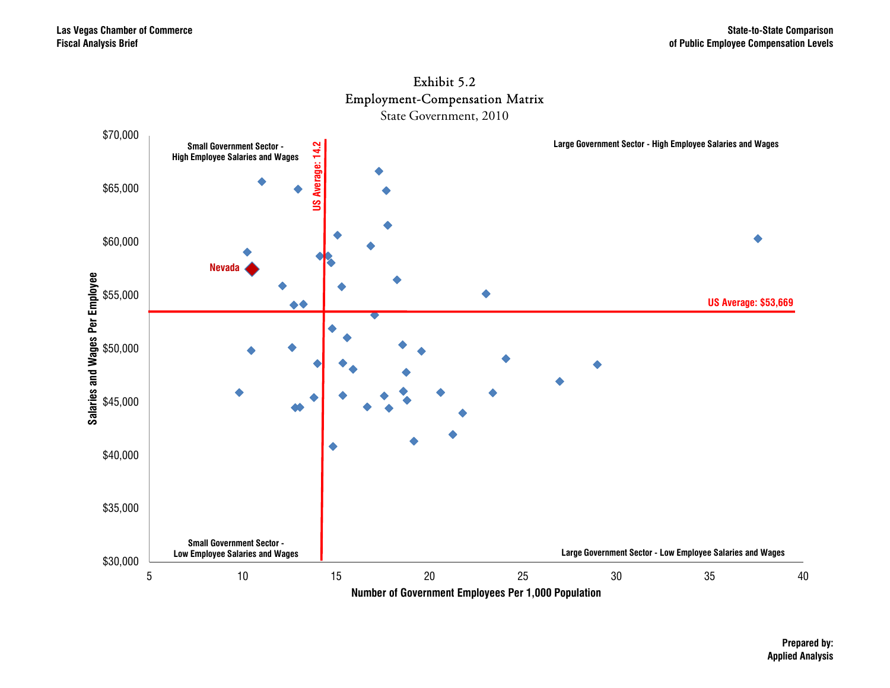### Exhibit 5.2
### Employment-Compensation Matrix
State Government, 2010

Small Government Sector - High Employee Salaries and Wages

Large Government Sector - High Employee Salaries and Wages

Small Government Sector - Low Employee Salaries and Wages

Large Government Sector - Low Employee Salaries and Wages

US Average: 14.2

US Average: $53,669

Nevada

Salaries and Wages Per Employee: $30,000, $35,000, $40,000, $45,000, $50,000, $55,000, $60,000, $65,000, $70,000

Number of Government Employees Per 1,000 Population: 5, 10, 15, 20, 25, 30, 35, 40

Prepared by:
Applied Analysis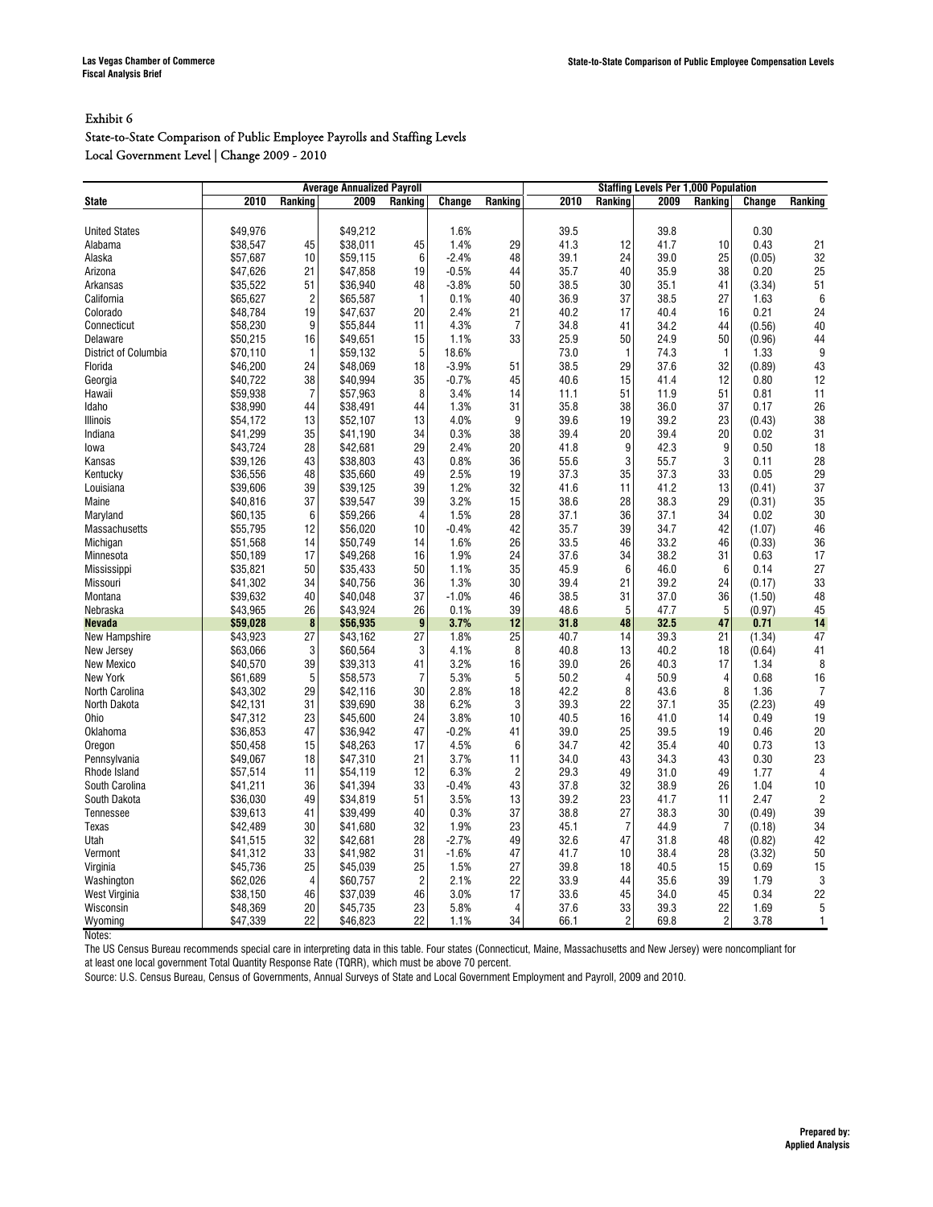## Exhibit 6

### State-to-State Comparison of Public Employee Payrolls and Staffing Levels
### Local Government Level | Change 2009 - 2010

| | Average Annualized Payroll | | | | | | Staffing Levels Per 1,000 Population | | | | | |
|---|---|---|---|---|---|---|---|---|---|---|---|---|
| **State** | **2010** | **Ranking** | **2009** | **Ranking** | **Change** | **Ranking** | **2010** | **Ranking** | **2009** | **Ranking** | **Change** | **Ranking** |
| United States | $49,976 | | $49,212 | | 1.6% | | 39.5 | | 39.8 | | 0.30 | |
| Alabama | $38,547 | 45 | $38,011 | 45 | 1.4% | 29 | 41.3 | 12 | 41.7 | 10 | 0.43 | 21 |
| Alaska | $57,687 | 10 | $59,115 | 6 | -2.4% | 48 | 39.1 | 24 | 39.0 | 25 | (0.05) | 32 |
| Arizona | $47,626 | 21 | $47,858 | 19 | -0.5% | 44 | 35.7 | 40 | 35.9 | 38 | 0.20 | 25 |
| Arkansas | $35,522 | 51 | $36,940 | 48 | -3.8% | 50 | 38.5 | 30 | 35.1 | 41 | (3.34) | 51 |
| California | $65,627 | 2 | $65,587 | 1 | 0.1% | 40 | 36.9 | 37 | 38.5 | 27 | 1.63 | 6 |
| Colorado | $48,784 | 19 | $47,637 | 20 | 2.4% | 21 | 40.2 | 17 | 40.4 | 16 | 0.21 | 24 |
| Connecticut | $58,230 | 9 | $55,844 | 11 | 4.3% | 7 | 34.8 | 41 | 34.2 | 44 | (0.56) | 40 |
| Delaware | $50,215 | 16 | $49,651 | 15 | 1.1% | 33 | 25.9 | 50 | 24.9 | 50 | (0.96) | 44 |
| District of Columbia | $70,110 | 1 | $59,132 | 5 | 18.6% | | 73.0 | 1 | 74.3 | 1 | 1.33 | 9 |
| Florida | $46,200 | 24 | $48,069 | 18 | -3.9% | 51 | 38.5 | 29 | 37.6 | 32 | (0.89) | 43 |
| Georgia | $40,722 | 38 | $40,994 | 35 | -0.7% | 45 | 40.6 | 15 | 41.4 | 12 | 0.80 | 12 |
| Hawaii | $59,938 | 7 | $57,963 | 8 | 3.4% | 14 | 11.1 | 51 | 11.9 | 51 | 0.81 | 11 |
| Idaho | $38,990 | 44 | $38,491 | 44 | 1.3% | 31 | 35.8 | 38 | 36.0 | 37 | 0.17 | 26 |
| Illinois | $54,172 | 13 | $52,107 | 13 | 4.0% | 9 | 39.6 | 19 | 39.2 | 23 | (0.43) | 38 |
| Indiana | $41,299 | 35 | $41,190 | 34 | 0.3% | 38 | 39.4 | 20 | 39.4 | 20 | 0.02 | 31 |
| Iowa | $43,724 | 28 | $42,681 | 29 | 2.4% | 20 | 41.8 | 9 | 42.3 | 9 | 0.50 | 18 |
| Kansas | $39,126 | 43 | $38,803 | 43 | 0.8% | 36 | 55.6 | 3 | 55.7 | 3 | 0.11 | 28 |
| Kentucky | $36,556 | 48 | $35,660 | 49 | 2.5% | 19 | 37.3 | 35 | 37.3 | 33 | 0.05 | 29 |
| Louisiana | $39,606 | 39 | $39,125 | 39 | 1.2% | 32 | 41.6 | 11 | 41.2 | 13 | (0.41) | 37 |
| Maine | $40,816 | 37 | $39,547 | 39 | 3.2% | 15 | 38.6 | 28 | 38.3 | 29 | (0.31) | 35 |
| Maryland | $60,135 | 6 | $59,266 | 4 | 1.5% | 28 | 37.1 | 36 | 37.1 | 34 | 0.02 | 30 |
| Massachusetts | $55,795 | 12 | $56,020 | 10 | -0.4% | 42 | 35.7 | 39 | 34.7 | 42 | (1.07) | 46 |
| Michigan | $51,568 | 14 | $50,749 | 14 | 1.6% | 26 | 33.5 | 46 | 33.2 | 46 | (0.33) | 36 |
| Minnesota | $50,189 | 17 | $49,268 | 16 | 1.9% | 24 | 37.6 | 34 | 38.2 | 31 | 0.63 | 17 |
| Mississippi | $35,821 | 50 | $35,433 | 50 | 1.1% | 35 | 45.9 | 6 | 46.0 | 6 | 0.14 | 27 |
| Missouri | $41,302 | 34 | $40,756 | 36 | 1.3% | 30 | 39.4 | 21 | 39.2 | 24 | (0.17) | 33 |
| Montana | $39,632 | 40 | $40,048 | 37 | -1.0% | 46 | 38.5 | 31 | 37.0 | 36 | (1.50) | 48 |
| Nebraska | $43,965 | 26 | $43,924 | 26 | 0.1% | 39 | 48.6 | 5 | 47.7 | 5 | (0.97) | 45 |
| **Nevada** | **$59,028** | **8** | **$56,935** | **9** | **3.7%** | **12** | **31.8** | **48** | **32.5** | **47** | **0.71** | **14** |
| New Hampshire | $43,923 | 27 | $43,162 | 27 | 1.8% | 25 | 40.7 | 14 | 39.3 | 21 | (1.34) | 47 |
| New Jersey | $63,066 | 3 | $60,564 | 3 | 4.1% | 8 | 40.8 | 13 | 40.2 | 18 | (0.64) | 41 |
| New Mexico | $40,570 | 39 | $39,313 | 41 | 3.2% | 16 | 39.0 | 26 | 40.3 | 17 | 1.34 | 8 |
| New York | $61,689 | 5 | $58,573 | 7 | 5.3% | 5 | 50.2 | 4 | 50.9 | 4 | 0.68 | 16 |
| North Carolina | $43,302 | 29 | $42,116 | 30 | 2.8% | 18 | 42.2 | 8 | 43.6 | 8 | 1.36 | 7 |
| North Dakota | $42,131 | 31 | $39,690 | 38 | 6.2% | 3 | 39.3 | 22 | 37.1 | 35 | (2.23) | 49 |
| Ohio | $47,312 | 23 | $45,600 | 24 | 3.8% | 10 | 40.5 | 16 | 41.0 | 14 | 0.49 | 19 |
| Oklahoma | $36,853 | 47 | $36,942 | 47 | -0.2% | 41 | 39.0 | 25 | 39.5 | 19 | 0.46 | 20 |
| Oregon | $50,458 | 15 | $48,263 | 17 | 4.5% | 6 | 34.7 | 42 | 35.4 | 40 | 0.73 | 13 |
| Pennsylvania | $49,067 | 18 | $47,310 | 21 | 3.7% | 11 | 34.0 | 43 | 34.3 | 43 | 0.30 | 23 |
| Rhode Island | $57,514 | 11 | $54,119 | 12 | 6.3% | 2 | 29.3 | 49 | 31.0 | 49 | 1.77 | 4 |
| South Carolina | $41,211 | 36 | $41,394 | 33 | -0.4% | 43 | 37.8 | 32 | 38.9 | 26 | 1.04 | 10 |
| South Dakota | $36,030 | 49 | $34,819 | 51 | 3.5% | 13 | 39.2 | 23 | 41.7 | 11 | 2.47 | 2 |
| Tennessee | $39,613 | 41 | $39,499 | 40 | 0.3% | 37 | 38.8 | 27 | 38.3 | 30 | (0.49) | 39 |
| Texas | $42,489 | 30 | $41,680 | 32 | 1.9% | 23 | 45.1 | 7 | 44.9 | 7 | (0.18) | 34 |
| Utah | $41,515 | 32 | $42,681 | 28 | -2.7% | 49 | 32.6 | 47 | 31.8 | 48 | (0.82) | 42 |
| Vermont | $41,312 | 33 | $41,982 | 31 | -1.6% | 47 | 41.7 | 10 | 38.4 | 28 | (3.32) | 50 |
| Virginia | $45,736 | 25 | $45,039 | 25 | 1.5% | 27 | 39.8 | 18 | 40.5 | 15 | 0.69 | 15 |
| Washington | $62,026 | 4 | $60,757 | 2 | 2.1% | 22 | 33.9 | 44 | 35.6 | 39 | 1.79 | 3 |
| West Virginia | $38,150 | 46 | $37,039 | 46 | 3.0% | 17 | 33.6 | 45 | 34.0 | 45 | 0.34 | 22 |
| Wisconsin | $48,369 | 20 | $45,735 | 23 | 5.8% | 4 | 37.6 | 33 | 39.3 | 22 | 1.69 | 5 |
| Wyoming | $47,339 | 22 | $46,823 | 22 | 1.1% | 34 | 66.1 | 2 | 69.8 | 2 | 3.78 | 1 |

Notes:

The US Census Bureau recommends special care in interpreting data in this table. Four states (Connecticut, Maine, Massachusetts and New Jersey) were noncompliant for at least one local government Total Quantity Response Rate (TQRR), which must be above 70 percent.

Source: U.S. Census Bureau, Census of Governments, Annual Surveys of State and Local Government Employment and Payroll, 2009 and 2010.

**Prepared by:**
**Applied Analysis**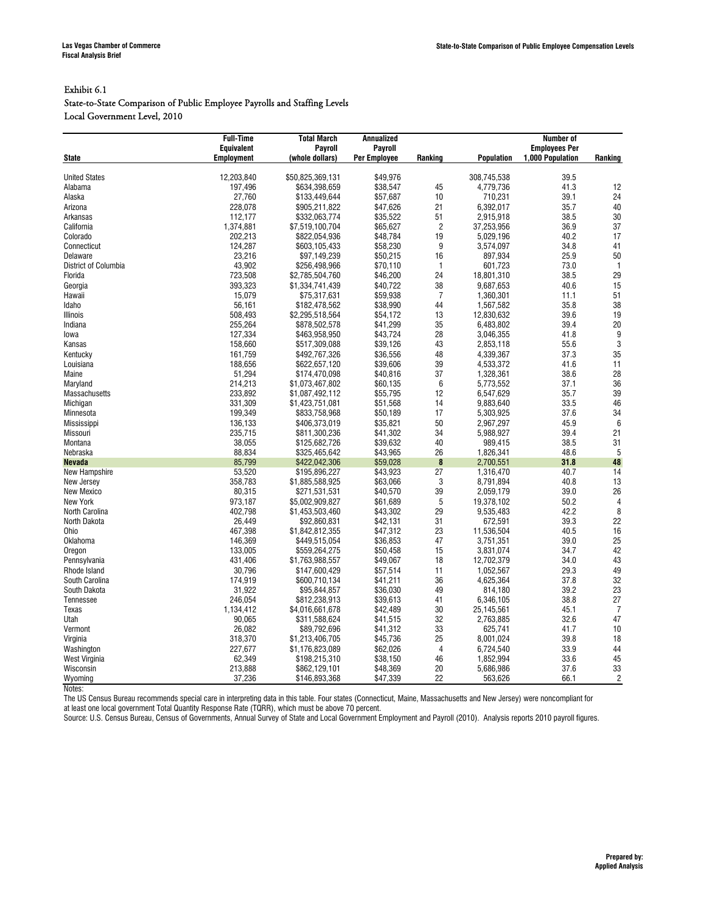Exhibit 6.1

State-to-State Comparison of Public Employee Payrolls and Staffing Levels

Local Government Level, 2010

| State | Full-Time Equivalent Employment | Total March Payroll (whole dollars) | Annualized Payroll Per Employee | Ranking | Population | Number of Employees Per 1,000 Population | Ranking |
|---|---|---|---|---|---|---|---|
| United States | 12,203,840 | $50,825,369,131 | $49,976 | | 308,745,538 | 39.5 | |
| Alabama | 197,496 | $634,398,659 | $38,547 | 45 | 4,779,736 | 41.3 | 12 |
| Alaska | 27,760 | $133,449,644 | $57,687 | 10 | 710,231 | 39.1 | 24 |
| Arizona | 228,078 | $905,211,822 | $47,626 | 21 | 6,392,017 | 35.7 | 40 |
| Arkansas | 112,177 | $332,063,774 | $35,522 | 51 | 2,915,918 | 38.5 | 30 |
| California | 1,374,881 | $7,519,100,704 | $65,627 | 2 | 37,253,956 | 36.9 | 37 |
| Colorado | 202,213 | $822,054,936 | $48,784 | 19 | 5,029,196 | 40.2 | 17 |
| Connecticut | 124,287 | $603,105,433 | $58,230 | 9 | 3,574,097 | 34.8 | 41 |
| Delaware | 23,216 | $97,149,239 | $50,215 | 16 | 897,934 | 25.9 | 50 |
| District of Columbia | 43,902 | $256,498,966 | $70,110 | 1 | 601,723 | 73.0 | 1 |
| Florida | 723,508 | $2,785,504,760 | $46,200 | 24 | 18,801,310 | 38.5 | 29 |
| Georgia | 393,323 | $1,334,741,439 | $40,722 | 38 | 9,687,653 | 40.6 | 15 |
| Hawaii | 15,079 | $75,317,631 | $59,938 | 7 | 1,360,301 | 11.1 | 51 |
| Idaho | 56,161 | $182,478,562 | $38,990 | 44 | 1,567,582 | 35.8 | 38 |
| Illinois | 508,493 | $2,295,518,564 | $54,172 | 13 | 12,830,632 | 39.6 | 19 |
| Indiana | 255,264 | $878,502,578 | $41,299 | 35 | 6,483,802 | 39.4 | 20 |
| Iowa | 127,334 | $463,958,950 | $43,724 | 28 | 3,046,355 | 41.8 | 9 |
| Kansas | 158,660 | $517,309,088 | $39,126 | 43 | 2,853,118 | 55.6 | 3 |
| Kentucky | 161,759 | $492,767,326 | $36,556 | 48 | 4,339,367 | 37.3 | 35 |
| Louisiana | 188,656 | $622,657,120 | $39,606 | 39 | 4,533,372 | 41.6 | 11 |
| Maine | 51,294 | $174,470,098 | $40,816 | 37 | 1,328,361 | 38.6 | 28 |
| Maryland | 214,213 | $1,073,467,802 | $60,135 | 6 | 5,773,552 | 37.1 | 36 |
| Massachusetts | 233,892 | $1,087,492,112 | $55,795 | 12 | 6,547,629 | 35.7 | 39 |
| Michigan | 331,309 | $1,423,751,081 | $51,568 | 14 | 9,883,640 | 33.5 | 46 |
| Minnesota | 199,349 | $833,758,968 | $50,189 | 17 | 5,303,925 | 37.6 | 34 |
| Mississippi | 136,133 | $406,373,019 | $35,821 | 50 | 2,967,297 | 45.9 | 6 |
| Missouri | 235,715 | $811,300,236 | $41,302 | 34 | 5,988,927 | 39.4 | 21 |
| Montana | 38,055 | $125,682,726 | $39,632 | 40 | 989,415 | 38.5 | 31 |
| Nebraska | 88,834 | $325,465,642 | $43,965 | 26 | 1,826,341 | 48.6 | 5 |
| **Nevada** | **85,799** | **$422,042,306** | **$59,028** | **8** | **2,700,551** | **31.8** | **48** |
| New Hampshire | 53,520 | $195,896,227 | $43,923 | 27 | 1,316,470 | 40.7 | 14 |
| New Jersey | 358,783 | $1,885,588,925 | $63,066 | 3 | 8,791,894 | 40.8 | 13 |
| New Mexico | 80,315 | $271,531,531 | $40,570 | 39 | 2,059,179 | 39.0 | 26 |
| New York | 973,187 | $5,002,909,827 | $61,689 | 5 | 19,378,102 | 50.2 | 4 |
| North Carolina | 402,798 | $1,453,503,460 | $43,302 | 29 | 9,535,483 | 42.2 | 8 |
| North Dakota | 26,449 | $92,860,831 | $42,131 | 31 | 672,591 | 39.3 | 22 |
| Ohio | 467,398 | $1,842,812,355 | $47,312 | 23 | 11,536,504 | 40.5 | 16 |
| Oklahoma | 146,369 | $449,515,054 | $36,853 | 47 | 3,751,351 | 39.0 | 25 |
| Oregon | 133,005 | $559,264,275 | $50,458 | 15 | 3,831,074 | 34.7 | 42 |
| Pennsylvania | 431,406 | $1,763,988,557 | $49,067 | 18 | 12,702,379 | 34.0 | 43 |
| Rhode Island | 30,796 | $147,600,429 | $57,514 | 11 | 1,052,567 | 29.3 | 49 |
| South Carolina | 174,919 | $600,710,134 | $41,211 | 36 | 4,625,364 | 37.8 | 32 |
| South Dakota | 31,922 | $95,844,857 | $36,030 | 49 | 814,180 | 39.2 | 23 |
| Tennessee | 246,054 | $812,238,913 | $39,613 | 41 | 6,346,105 | 38.8 | 27 |
| Texas | 1,134,412 | $4,016,661,678 | $42,489 | 30 | 25,145,561 | 45.1 | 7 |
| Utah | 90,065 | $311,588,624 | $41,515 | 32 | 2,763,885 | 32.6 | 47 |
| Vermont | 26,082 | $89,792,696 | $41,312 | 33 | 625,741 | 41.7 | 10 |
| Virginia | 318,370 | $1,213,406,705 | $45,736 | 25 | 8,001,024 | 39.8 | 18 |
| Washington | 227,677 | $1,176,823,089 | $62,026 | 4 | 6,724,540 | 33.9 | 44 |
| West Virginia | 62,349 | $198,215,310 | $38,150 | 46 | 1,852,994 | 33.6 | 45 |
| Wisconsin | 213,888 | $862,129,101 | $48,369 | 20 | 5,686,986 | 37.6 | 33 |
| Wyoming | 37,236 | $146,893,368 | $47,339 | 22 | 563,626 | 66.1 | 2 |

Notes:

The US Census Bureau recommends special care in interpreting data in this table. Four states (Connecticut, Maine, Massachusetts and New Jersey) were noncompliant for at least one local government Total Quantity Response Rate (TQRR), which must be above 70 percent.

Source: U.S. Census Bureau, Census of Governments, Annual Survey of State and Local Government Employment and Payroll (2010). Analysis reports 2010 payroll figures.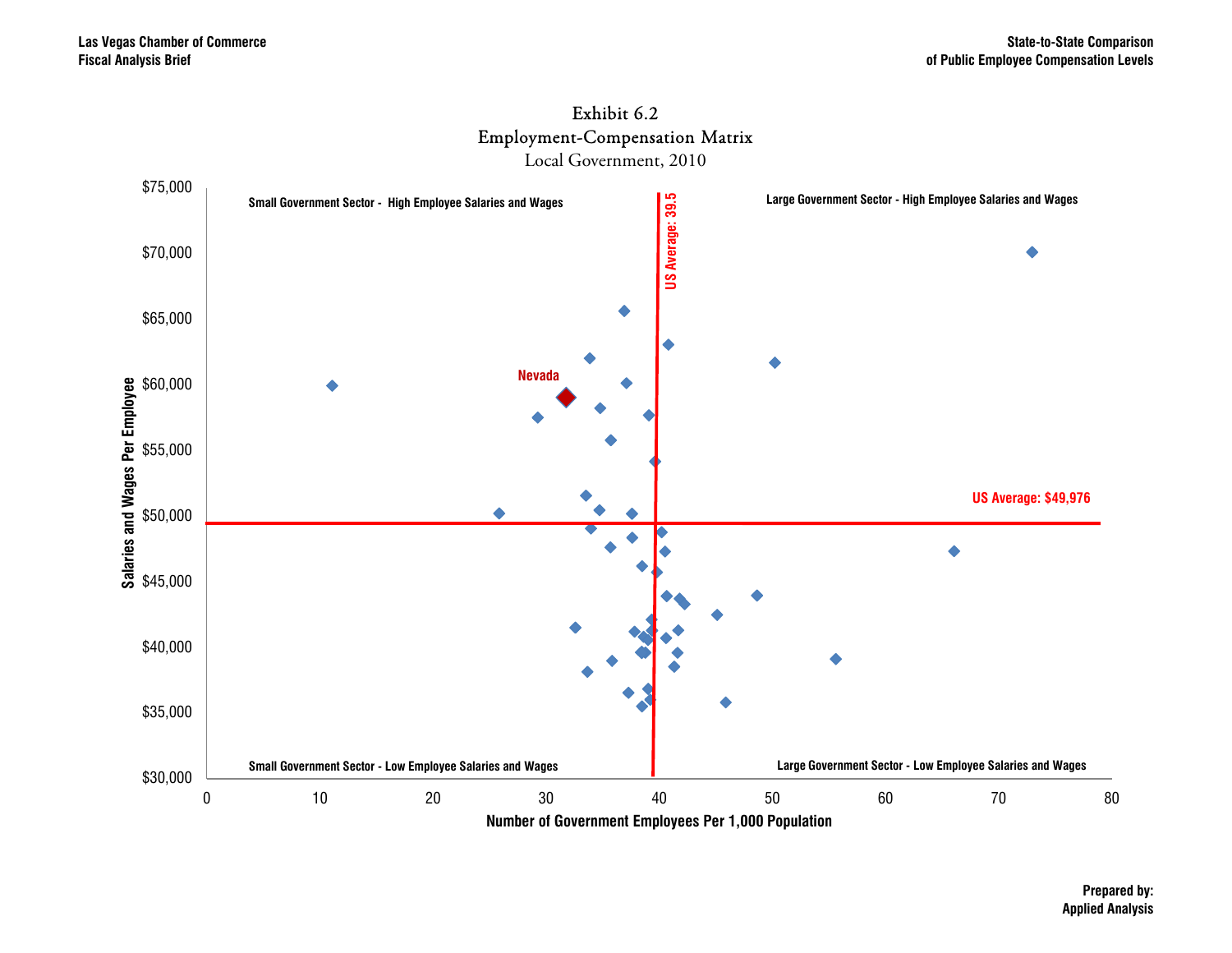Exhibit 6.2
Employment-Compensation Matrix
Local Government, 2010

Small Government Sector - High Employee Salaries and Wages

Large Government Sector - High Employee Salaries and Wages

Small Government Sector - Low Employee Salaries and Wages

Large Government Sector - Low Employee Salaries and Wages

Nevada

US Average: 39.5

US Average: $49,976

Salaries and Wages Per Employee

Number of Government Employees Per 1,000 Population

Prepared by:
Applied Analysis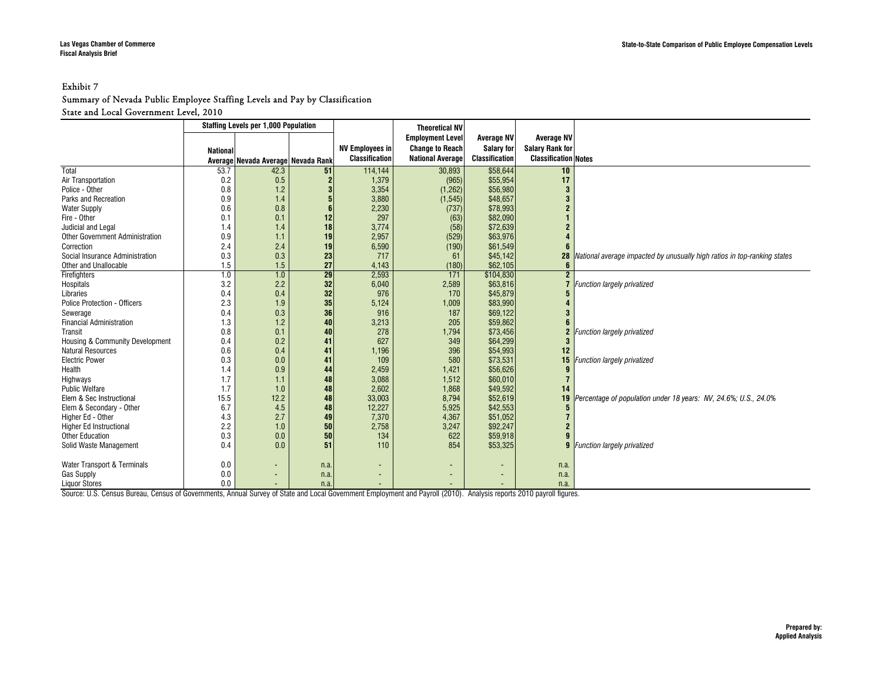Exhibit 7

Summary of Nevada Public Employee Staffing Levels and Pay by Classification

State and Local Government Level, 2010

| | Staffing Levels per 1,000 Population | | | NV Employees in Classification | Theoretical NV Employment Level Change to Reach National Average | Average NV Salary for Classification | Average NV Salary Rank for Classification | Notes |
|---|---|---|---|---|---|---|---|---|
| | National Average | Nevada Average | Nevada Rank | | | | | |
| Total | 53.7 | 42.3 | 51 | 114,144 | 30,893 | $58,644 | 10 | |
| Air Transportation | 0.2 | 0.5 | 2 | 1,379 | (965) | $55,954 | 17 | |
| Police - Other | 0.8 | 1.2 | 3 | 3,354 | (1,262) | $56,980 | 3 | |
| Parks and Recreation | 0.9 | 1.4 | 5 | 3,880 | (1,545) | $48,657 | 3 | |
| Water Supply | 0.6 | 0.8 | 6 | 2,230 | (737) | $78,993 | 2 | |
| Fire - Other | 0.1 | 0.1 | 12 | 297 | (63) | $82,090 | 1 | |
| Judicial and Legal | 1.4 | 1.4 | 18 | 3,774 | (58) | $72,639 | 2 | |
| Other Government Administration | 0.9 | 1.1 | 19 | 2,957 | (529) | $63,976 | 4 | |
| Correction | 2.4 | 2.4 | 19 | 6,590 | (190) | $61,549 | 6 | |
| Social Insurance Administration | 0.3 | 0.3 | 23 | 717 | 61 | $45,142 | 28 | *National average impacted by unusually high ratios in top-ranking states* |
| Other and Unallocable | 1.5 | 1.5 | 27 | 4,143 | (180) | $62,105 | 6 | |
| Firefighters | 1.0 | 1.0 | 29 | 2,593 | 171 | $104,830 | 2 | |
| Hospitals | 3.2 | 2.2 | 32 | 6,040 | 2,589 | $63,816 | 7 | *Function largely privatized* |
| Libraries | 0.4 | 0.4 | 32 | 976 | 170 | $45,879 | 5 | |
| Police Protection - Officers | 2.3 | 1.9 | 35 | 5,124 | 1,009 | $83,990 | 4 | |
| Sewerage | 0.4 | 0.3 | 36 | 916 | 187 | $69,122 | 3 | |
| Financial Administration | 1.3 | 1.2 | 40 | 3,213 | 205 | $59,862 | 6 | |
| Transit | 0.8 | 0.1 | 40 | 278 | 1,794 | $73,456 | 2 | *Function largely privatized* |
| Housing & Community Development | 0.4 | 0.2 | 41 | 627 | 349 | $64,299 | 3 | |
| Natural Resources | 0.6 | 0.4 | 41 | 1,196 | 396 | $54,993 | 12 | |
| Electric Power | 0.3 | 0.0 | 41 | 109 | 580 | $73,531 | 15 | *Function largely privatized* |
| Health | 1.4 | 0.9 | 44 | 2,459 | 1,421 | $56,626 | 9 | |
| Highways | 1.7 | 1.1 | 48 | 3,088 | 1,512 | $60,010 | 7 | |
| Public Welfare | 1.7 | 1.0 | 48 | 2,602 | 1,868 | $49,592 | 14 | |
| Elem & Sec Instructional | 15.5 | 12.2 | 48 | 33,003 | 8,794 | $52,619 | 19 | *Percentage of population under 18 years: NV, 24.6%; U.S., 24.0%* |
| Elem & Secondary - Other | 6.7 | 4.5 | 48 | 12,227 | 5,925 | $42,553 | 5 | |
| Higher Ed - Other | 4.3 | 2.7 | 49 | 7,370 | 4,367 | $51,052 | 7 | |
| Higher Ed Instructional | 2.2 | 1.0 | 50 | 2,758 | 3,247 | $92,247 | 2 | |
| Other Education | 0.3 | 0.0 | 50 | 134 | 622 | $59,918 | 9 | |
| Solid Waste Management | 0.4 | 0.0 | 51 | 110 | 854 | $53,325 | 9 | *Function largely privatized* |
| Water Transport & Terminals | 0.0 | - | n.a. | - | - | - | n.a. | |
| Gas Supply | 0.0 | - | n.a. | - | - | - | n.a. | |
| Liquor Stores | 0.0 | - | n.a. | - | - | - | n.a. | |

Source: U.S. Census Bureau, Census of Governments, Annual Survey of State and Local Government Employment and Payroll (2010). Analysis reports 2010 payroll figures.

**Prepared by:**
**Applied Analysis**